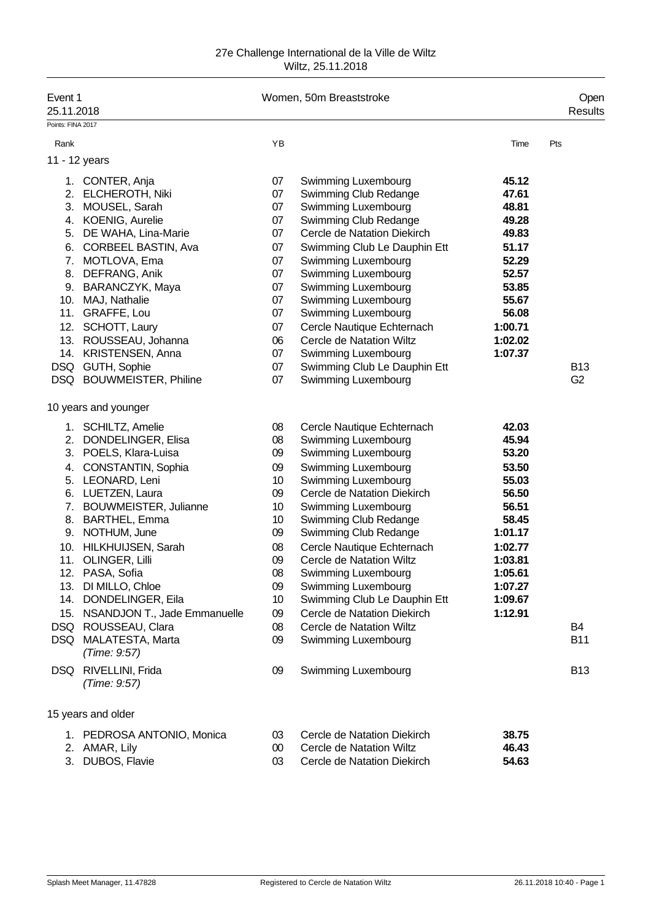27e Challenge International de la Ville de Wiltz
Wiltz, 25.11.2018

| Event 1 | Women, 50m Breaststroke | Open |
|---|---|---|
| 25.11.2018 | | Results |

Points: FINA 2017

### 11 - 12 years

| Rank | Name | YB | Club | Time | Pts |
|---|---|---|---|---|---|
| 1. | CONTER, Anja | 07 | Swimming Luxembourg | **45.12** | |
| 2. | ELCHEROTH, Niki | 07 | Swimming Club Redange | **47.61** | |
| 3. | MOUSEL, Sarah | 07 | Swimming Luxembourg | **48.81** | |
| 4. | KOENIG, Aurelie | 07 | Swimming Club Redange | **49.28** | |
| 5. | DE WAHA, Lina-Marie | 07 | Cercle de Natation Diekirch | **49.83** | |
| 6. | CORBEEL BASTIN, Ava | 07 | Swimming Club Le Dauphin Ett | **51.17** | |
| 7. | MOTLOVA, Ema | 07 | Swimming Luxembourg | **52.29** | |
| 8. | DEFRANG, Anik | 07 | Swimming Luxembourg | **52.57** | |
| 9. | BARANCZYK, Maya | 07 | Swimming Luxembourg | **53.85** | |
| 10. | MAJ, Nathalie | 07 | Swimming Luxembourg | **55.67** | |
| 11. | GRAFFE, Lou | 07 | Swimming Luxembourg | **56.08** | |
| 12. | SCHOTT, Laury | 07 | Cercle Nautique Echternach | **1:00.71** | |
| 13. | ROUSSEAU, Johanna | 06 | Cercle de Natation Wiltz | **1:02.02** | |
| 14. | KRISTENSEN, Anna | 07 | Swimming Luxembourg | **1:07.37** | |
| DSQ | GUTH, Sophie | 07 | Swimming Club Le Dauphin Ett | | B13 |
| DSQ | BOUWMEISTER, Philine | 07 | Swimming Luxembourg | | G2 |

### 10 years and younger

| Rank | Name | YB | Club | Time | Pts |
|---|---|---|---|---|---|
| 1. | SCHILTZ, Amelie | 08 | Cercle Nautique Echternach | **42.03** | |
| 2. | DONDELINGER, Elisa | 08 | Swimming Luxembourg | **45.94** | |
| 3. | POELS, Klara-Luisa | 09 | Swimming Luxembourg | **53.20** | |
| 4. | CONSTANTIN, Sophia | 09 | Swimming Luxembourg | **53.50** | |
| 5. | LEONARD, Leni | 10 | Swimming Luxembourg | **55.03** | |
| 6. | LUETZEN, Laura | 09 | Cercle de Natation Diekirch | **56.50** | |
| 7. | BOUWMEISTER, Julianne | 10 | Swimming Luxembourg | **56.51** | |
| 8. | BARTHEL, Emma | 10 | Swimming Club Redange | **58.45** | |
| 9. | NOTHUM, June | 09 | Swimming Club Redange | **1:01.17** | |
| 10. | HILKHUIJSEN, Sarah | 08 | Cercle Nautique Echternach | **1:02.77** | |
| 11. | OLINGER, Lilli | 09 | Cercle de Natation Wiltz | **1:03.81** | |
| 12. | PASA, Sofia | 08 | Swimming Luxembourg | **1:05.61** | |
| 13. | DI MILLO, Chloe | 09 | Swimming Luxembourg | **1:07.27** | |
| 14. | DONDELINGER, Eila | 10 | Swimming Club Le Dauphin Ett | **1:09.67** | |
| 15. | NSANDJON T., Jade Emmanuelle | 09 | Cercle de Natation Diekirch | **1:12.91** | |
| DSQ | ROUSSEAU, Clara | 08 | Cercle de Natation Wiltz | | B4 |
| DSQ | MALATESTA, Marta *(Time: 9:57)* | 09 | Swimming Luxembourg | | B11 |
| DSQ | RIVELLINI, Frida *(Time: 9:57)* | 09 | Swimming Luxembourg | | B13 |

### 15 years and older

| Rank | Name | YB | Club | Time | Pts |
|---|---|---|---|---|---|
| 1. | PEDROSA ANTONIO, Monica | 03 | Cercle de Natation Diekirch | **38.75** | |
| 2. | AMAR, Lily | 00 | Cercle de Natation Wiltz | **46.43** | |
| 3. | DUBOS, Flavie | 03 | Cercle de Natation Diekirch | **54.63** | |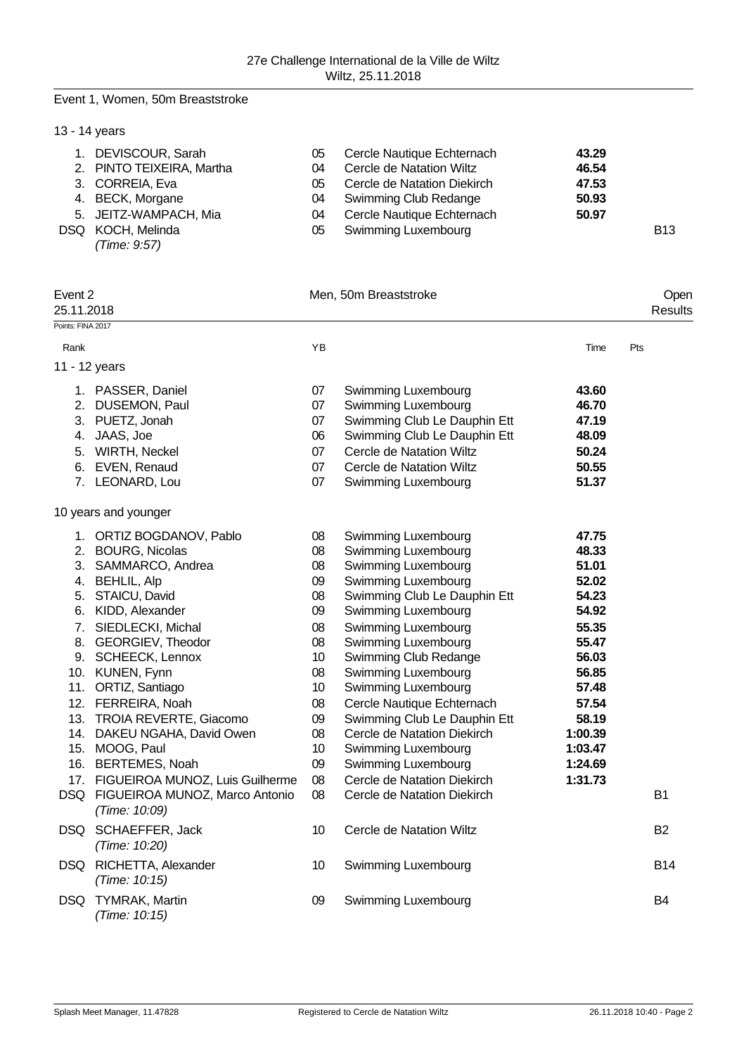Event 1, Women, 50m Breaststroke

13 - 14 years

| Rank | Name | YB | Club | Time | |
|---|---|---|---|---|---|
| 1. | DEVISCOUR, Sarah | 05 | Cercle Nautique Echternach | **43.29** | |
| 2. | PINTO TEIXEIRA, Martha | 04 | Cercle de Natation Wiltz | **46.54** | |
| 3. | CORREIA, Eva | 05 | Cercle de Natation Diekirch | **47.53** | |
| 4. | BECK, Morgane | 04 | Swimming Club Redange | **50.93** | |
| 5. | JEITZ-WAMPACH, Mia | 04 | Cercle Nautique Echternach | **50.97** | |
| DSQ | KOCH, Melinda *(Time: 9:57)* | 05 | Swimming Luxembourg | | B13 |

## Event 2 — Men, 50m Breaststroke — Open

25.11.2018 — Results

Points: FINA 2017

11 - 12 years

| Rank | Name | YB | Club | Time | Pts |
|---|---|---|---|---|---|
| 1. | PASSER, Daniel | 07 | Swimming Luxembourg | **43.60** | |
| 2. | DUSEMON, Paul | 07 | Swimming Luxembourg | **46.70** | |
| 3. | PUETZ, Jonah | 07 | Swimming Club Le Dauphin Ett | **47.19** | |
| 4. | JAAS, Joe | 06 | Swimming Club Le Dauphin Ett | **48.09** | |
| 5. | WIRTH, Neckel | 07 | Cercle de Natation Wiltz | **50.24** | |
| 6. | EVEN, Renaud | 07 | Cercle de Natation Wiltz | **50.55** | |
| 7. | LEONARD, Lou | 07 | Swimming Luxembourg | **51.37** | |

10 years and younger

| Rank | Name | YB | Club | Time | Pts |
|---|---|---|---|---|---|
| 1. | ORTIZ BOGDANOV, Pablo | 08 | Swimming Luxembourg | **47.75** | |
| 2. | BOURG, Nicolas | 08 | Swimming Luxembourg | **48.33** | |
| 3. | SAMMARCO, Andrea | 08 | Swimming Luxembourg | **51.01** | |
| 4. | BEHLIL, Alp | 09 | Swimming Luxembourg | **52.02** | |
| 5. | STAICU, David | 08 | Swimming Club Le Dauphin Ett | **54.23** | |
| 6. | KIDD, Alexander | 09 | Swimming Luxembourg | **54.92** | |
| 7. | SIEDLECKI, Michal | 08 | Swimming Luxembourg | **55.35** | |
| 8. | GEORGIEV, Theodor | 08 | Swimming Luxembourg | **55.47** | |
| 9. | SCHEECK, Lennox | 10 | Swimming Club Redange | **56.03** | |
| 10. | KUNEN, Fynn | 08 | Swimming Luxembourg | **56.85** | |
| 11. | ORTIZ, Santiago | 10 | Swimming Luxembourg | **57.48** | |
| 12. | FERREIRA, Noah | 08 | Cercle Nautique Echternach | **57.54** | |
| 13. | TROIA REVERTE, Giacomo | 09 | Swimming Club Le Dauphin Ett | **58.19** | |
| 14. | DAKEU NGAHA, David Owen | 08 | Cercle de Natation Diekirch | **1:00.39** | |
| 15. | MOOG, Paul | 10 | Swimming Luxembourg | **1:03.47** | |
| 16. | BERTEMES, Noah | 09 | Swimming Luxembourg | **1:24.69** | |
| 17. | FIGUEIROA MUNOZ, Luis Guilherme | 08 | Cercle de Natation Diekirch | **1:31.73** | |
| DSQ | FIGUEIROA MUNOZ, Marco Antonio *(Time: 10:09)* | 08 | Cercle de Natation Diekirch | | B1 |
| DSQ | SCHAEFFER, Jack *(Time: 10:20)* | 10 | Cercle de Natation Wiltz | | B2 |
| DSQ | RICHETTA, Alexander *(Time: 10:15)* | 10 | Swimming Luxembourg | | B14 |
| DSQ | TYMRAK, Martin *(Time: 10:15)* | 09 | Swimming Luxembourg | | B4 |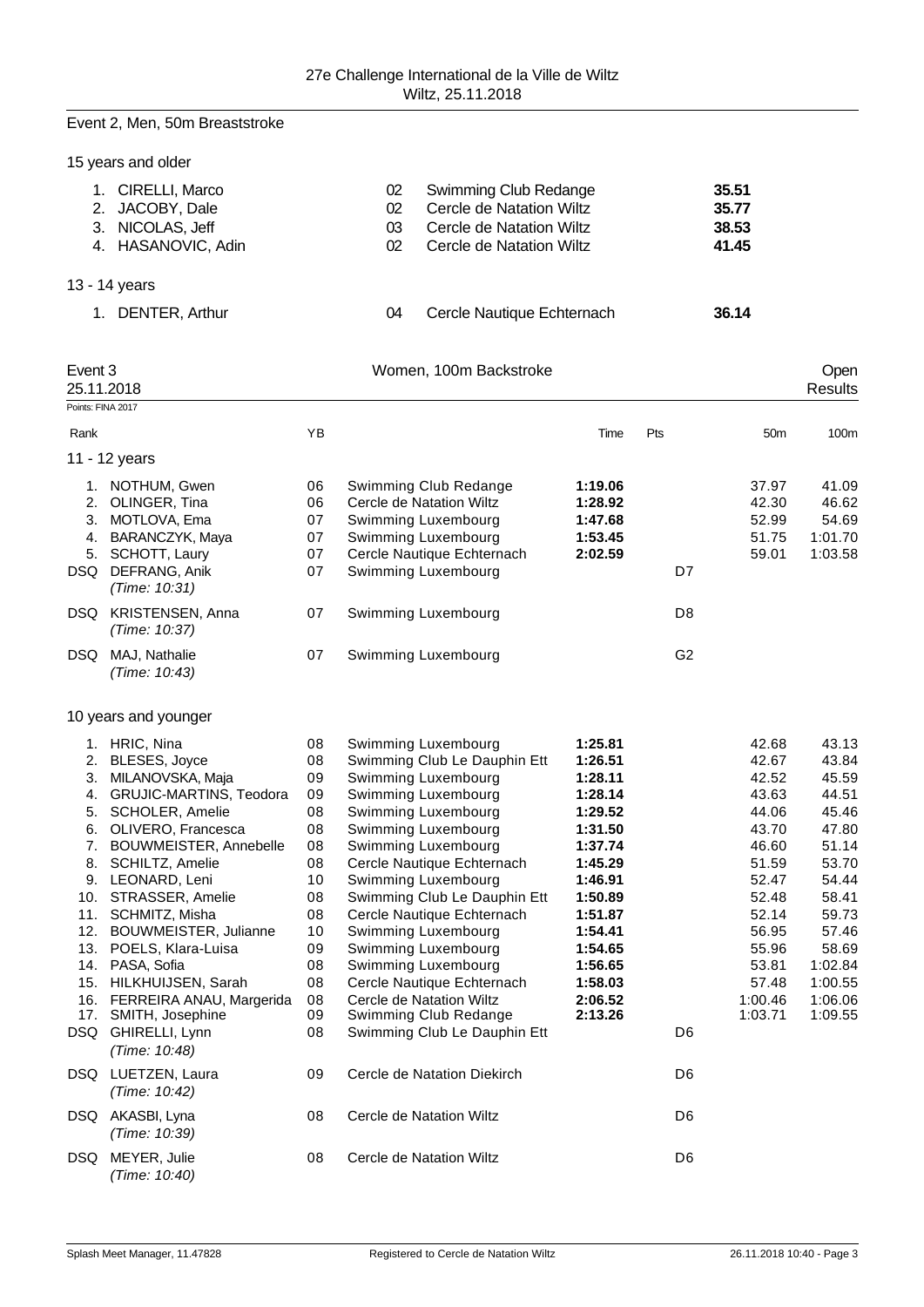Event 2, Men, 50m Breaststroke

15 years and older

| Rank | Name | YB | Club | Time |
|---|---|---|---|---|
| 1. | CIRELLI, Marco | 02 | Swimming Club Redange | **35.51** |
| 2. | JACOBY, Dale | 02 | Cercle de Natation Wiltz | **35.77** |
| 3. | NICOLAS, Jeff | 03 | Cercle de Natation Wiltz | **38.53** |
| 4. | HASANOVIC, Adin | 02 | Cercle de Natation Wiltz | **41.45** |

13 - 14 years

| Rank | Name | YB | Club | Time |
|---|---|---|---|---|
| 1. | DENTER, Arthur | 04 | Cercle Nautique Echternach | **36.14** |

## Event 3 — Women, 100m Backstroke — Open

25.11.2018 — Results

Points: FINA 2017

11 - 12 years

| Rank | Name | YB | Club | Time | Pts | 50m | 100m |
|---|---|---|---|---|---|---|---|
| 1. | NOTHUM, Gwen | 06 | Swimming Club Redange | **1:19.06** | | 37.97 | 41.09 |
| 2. | OLINGER, Tina | 06 | Cercle de Natation Wiltz | **1:28.92** | | 42.30 | 46.62 |
| 3. | MOTLOVA, Ema | 07 | Swimming Luxembourg | **1:47.68** | | 52.99 | 54.69 |
| 4. | BARANCZYK, Maya | 07 | Swimming Luxembourg | **1:53.45** | | 51.75 | 1:01.70 |
| 5. | SCHOTT, Laury | 07 | Cercle Nautique Echternach | **2:02.59** | | 59.01 | 1:03.58 |
| DSQ | DEFRANG, Anik *(Time: 10:31)* | 07 | Swimming Luxembourg | | D7 | | |
| DSQ | KRISTENSEN, Anna *(Time: 10:37)* | 07 | Swimming Luxembourg | | D8 | | |
| DSQ | MAJ, Nathalie *(Time: 10:43)* | 07 | Swimming Luxembourg | | G2 | | |

10 years and younger

| Rank | Name | YB | Club | Time | Pts | 50m | 100m |
|---|---|---|---|---|---|---|---|
| 1. | HRIC, Nina | 08 | Swimming Luxembourg | **1:25.81** | | 42.68 | 43.13 |
| 2. | BLESES, Joyce | 08 | Swimming Club Le Dauphin Ett | **1:26.51** | | 42.67 | 43.84 |
| 3. | MILANOVSKA, Maja | 09 | Swimming Luxembourg | **1:28.11** | | 42.52 | 45.59 |
| 4. | GRUJIC-MARTINS, Teodora | 09 | Swimming Luxembourg | **1:28.14** | | 43.63 | 44.51 |
| 5. | SCHOLER, Amelie | 08 | Swimming Luxembourg | **1:29.52** | | 44.06 | 45.46 |
| 6. | OLIVERO, Francesca | 08 | Swimming Luxembourg | **1:31.50** | | 43.70 | 47.80 |
| 7. | BOUWMEISTER, Annebelle | 08 | Swimming Luxembourg | **1:37.74** | | 46.60 | 51.14 |
| 8. | SCHILTZ, Amelie | 08 | Cercle Nautique Echternach | **1:45.29** | | 51.59 | 53.70 |
| 9. | LEONARD, Leni | 10 | Swimming Luxembourg | **1:46.91** | | 52.47 | 54.44 |
| 10. | STRASSER, Amelie | 08 | Swimming Club Le Dauphin Ett | **1:50.89** | | 52.48 | 58.41 |
| 11. | SCHMITZ, Misha | 08 | Cercle Nautique Echternach | **1:51.87** | | 52.14 | 59.73 |
| 12. | BOUWMEISTER, Julianne | 10 | Swimming Luxembourg | **1:54.41** | | 56.95 | 57.46 |
| 13. | POELS, Klara-Luisa | 09 | Swimming Luxembourg | **1:54.65** | | 55.96 | 58.69 |
| 14. | PASA, Sofia | 08 | Swimming Luxembourg | **1:56.65** | | 53.81 | 1:02.84 |
| 15. | HILKHUIJSEN, Sarah | 08 | Cercle Nautique Echternach | **1:58.03** | | 57.48 | 1:00.55 |
| 16. | FERREIRA ANAU, Margerida | 08 | Cercle de Natation Wiltz | **2:06.52** | | 1:00.46 | 1:06.06 |
| 17. | SMITH, Josephine | 09 | Swimming Club Redange | **2:13.26** | | 1:03.71 | 1:09.55 |
| DSQ | GHIRELLI, Lynn *(Time: 10:48)* | 08 | Swimming Club Le Dauphin Ett | | D6 | | |
| DSQ | LUETZEN, Laura *(Time: 10:42)* | 09 | Cercle de Natation Diekirch | | D6 | | |
| DSQ | AKASBI, Lyna *(Time: 10:39)* | 08 | Cercle de Natation Wiltz | | D6 | | |
| DSQ | MEYER, Julie *(Time: 10:40)* | 08 | Cercle de Natation Wiltz | | D6 | | |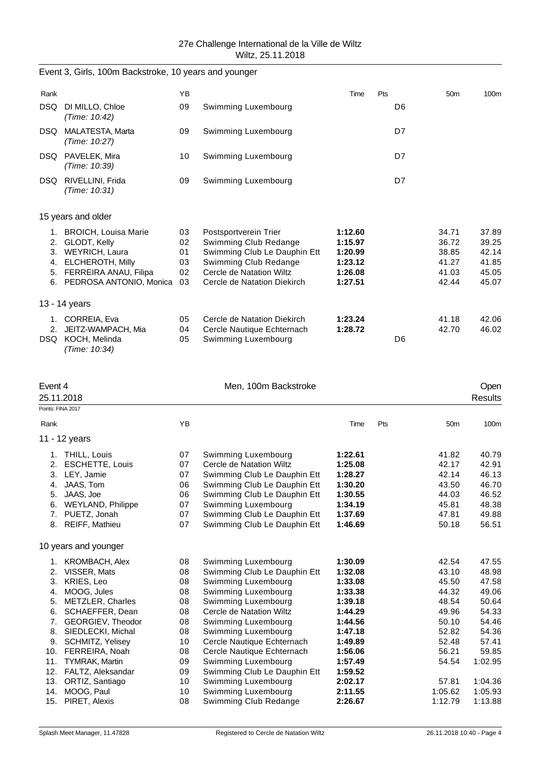## Event 3, Girls, 100m Backstroke, 10 years and younger

| Rank | | YB | | Time | Pts | 50m | 100m |
|---|---|---|---|---|---|---|---|
| DSQ | DI MILLO, Chloe *(Time: 10:42)* | 09 | Swimming Luxembourg | | D6 | | |
| DSQ | MALATESTA, Marta *(Time: 10:27)* | 09 | Swimming Luxembourg | | D7 | | |
| DSQ | PAVELEK, Mira *(Time: 10:39)* | 10 | Swimming Luxembourg | | D7 | | |
| DSQ | RIVELLINI, Frida *(Time: 10:31)* | 09 | Swimming Luxembourg | | D7 | | |

### 15 years and older

| Rank | | YB | | Time | Pts | 50m | 100m |
|---|---|---|---|---|---|---|---|
| 1. | BROICH, Louisa Marie | 03 | Postsportverein Trier | **1:12.60** | | 34.71 | 37.89 |
| 2. | GLODT, Kelly | 02 | Swimming Club Redange | **1:15.97** | | 36.72 | 39.25 |
| 3. | WEYRICH, Laura | 01 | Swimming Club Le Dauphin Ett | **1:20.99** | | 38.85 | 42.14 |
| 4. | ELCHEROTH, Milly | 03 | Swimming Club Redange | **1:23.12** | | 41.27 | 41.85 |
| 5. | FERREIRA ANAU, Filipa | 02 | Cercle de Natation Wiltz | **1:26.08** | | 41.03 | 45.05 |
| 6. | PEDROSA ANTONIO, Monica | 03 | Cercle de Natation Diekirch | **1:27.51** | | 42.44 | 45.07 |

### 13 - 14 years

| Rank | | YB | | Time | Pts | 50m | 100m |
|---|---|---|---|---|---|---|---|
| 1. | CORREIA, Eva | 05 | Cercle de Natation Diekirch | **1:23.24** | | 41.18 | 42.06 |
| 2. | JEITZ-WAMPACH, Mia | 04 | Cercle Nautique Echternach | **1:28.72** | | 42.70 | 46.02 |
| DSQ | KOCH, Melinda *(Time: 10:34)* | 05 | Swimming Luxembourg | | D6 | | |

## Event 4 — Men, 100m Backstroke — Open

25.11.2018 — Results

Points: FINA 2017

### 11 - 12 years

| Rank | | YB | | Time | Pts | 50m | 100m |
|---|---|---|---|---|---|---|---|
| 1. | THILL, Louis | 07 | Swimming Luxembourg | **1:22.61** | | 41.82 | 40.79 |
| 2. | ESCHETTE, Louis | 07 | Cercle de Natation Wiltz | **1:25.08** | | 42.17 | 42.91 |
| 3. | LEY, Jamie | 07 | Swimming Club Le Dauphin Ett | **1:28.27** | | 42.14 | 46.13 |
| 4. | JAAS, Tom | 06 | Swimming Club Le Dauphin Ett | **1:30.20** | | 43.50 | 46.70 |
| 5. | JAAS, Joe | 06 | Swimming Club Le Dauphin Ett | **1:30.55** | | 44.03 | 46.52 |
| 6. | WEYLAND, Philippe | 07 | Swimming Luxembourg | **1:34.19** | | 45.81 | 48.38 |
| 7. | PUETZ, Jonah | 07 | Swimming Club Le Dauphin Ett | **1:37.69** | | 47.81 | 49.88 |
| 8. | REIFF, Mathieu | 07 | Swimming Club Le Dauphin Ett | **1:46.69** | | 50.18 | 56.51 |

### 10 years and younger

| Rank | | YB | | Time | Pts | 50m | 100m |
|---|---|---|---|---|---|---|---|
| 1. | KROMBACH, Alex | 08 | Swimming Luxembourg | **1:30.09** | | 42.54 | 47.55 |
| 2. | VISSER, Mats | 08 | Swimming Club Le Dauphin Ett | **1:32.08** | | 43.10 | 48.98 |
| 3. | KRIES, Leo | 08 | Swimming Luxembourg | **1:33.08** | | 45.50 | 47.58 |
| 4. | MOOG, Jules | 08 | Swimming Luxembourg | **1:33.38** | | 44.32 | 49.06 |
| 5. | METZLER, Charles | 08 | Swimming Luxembourg | **1:39.18** | | 48.54 | 50.64 |
| 6. | SCHAEFFER, Dean | 08 | Cercle de Natation Wiltz | **1:44.29** | | 49.96 | 54.33 |
| 7. | GEORGIEV, Theodor | 08 | Swimming Luxembourg | **1:44.56** | | 50.10 | 54.46 |
| 8. | SIEDLECKI, Michal | 08 | Swimming Luxembourg | **1:47.18** | | 52.82 | 54.36 |
| 9. | SCHMITZ, Yelisey | 10 | Cercle Nautique Echternach | **1:49.89** | | 52.48 | 57.41 |
| 10. | FERREIRA, Noah | 08 | Cercle Nautique Echternach | **1:56.06** | | 56.21 | 59.85 |
| 11. | TYMRAK, Martin | 09 | Swimming Luxembourg | **1:57.49** | | 54.54 | 1:02.95 |
| 12. | FALTZ, Aleksandar | 09 | Swimming Club Le Dauphin Ett | **1:59.52** | | | |
| 13. | ORTIZ, Santiago | 10 | Swimming Luxembourg | **2:02.17** | | 57.81 | 1:04.36 |
| 14. | MOOG, Paul | 10 | Swimming Luxembourg | **2:11.55** | | 1:05.62 | 1:05.93 |
| 15. | PIRET, Alexis | 08 | Swimming Club Redange | **2:26.67** | | 1:12.79 | 1:13.88 |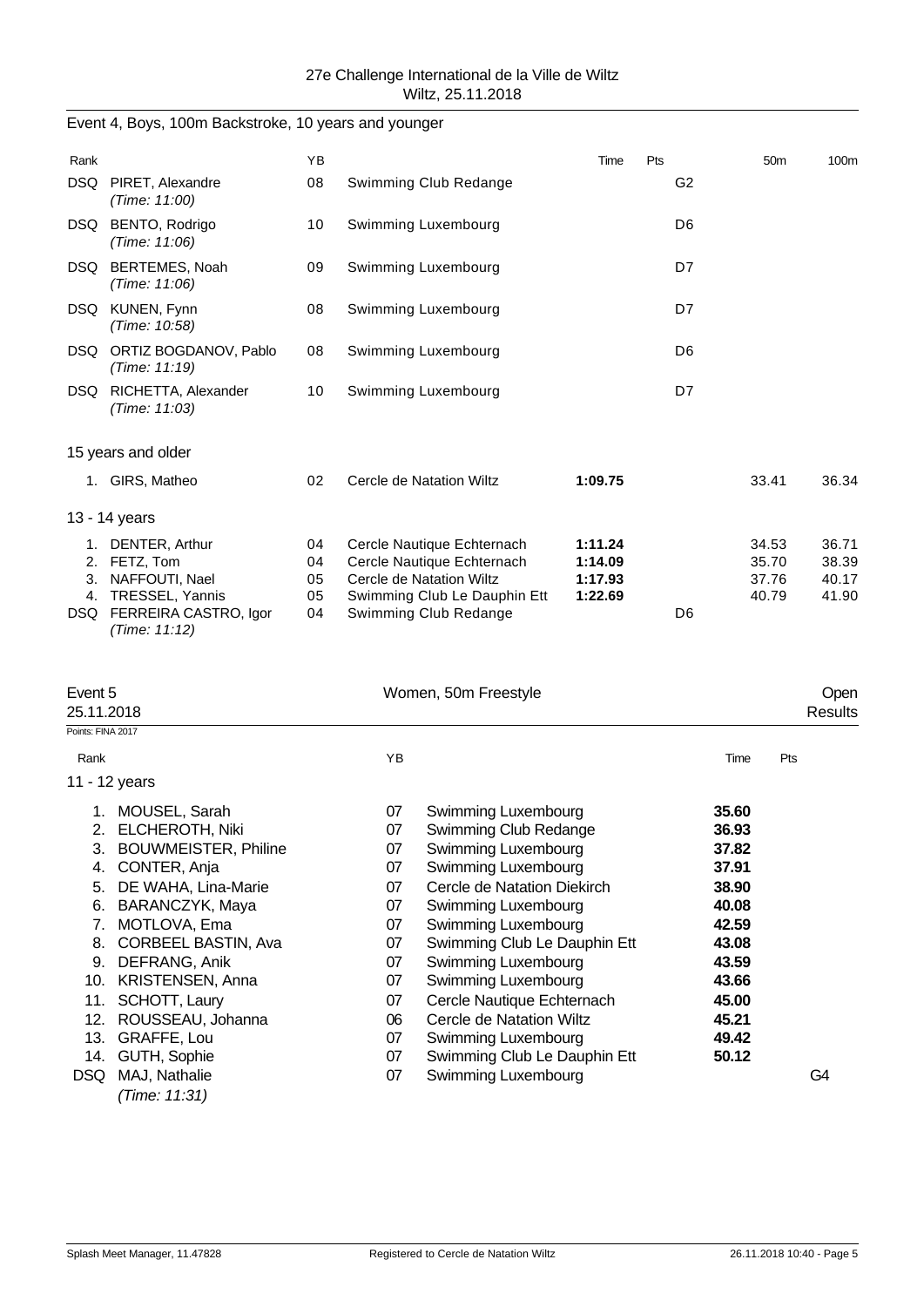27e Challenge International de la Ville de Wiltz
Wiltz, 25.11.2018

## Event 4, Boys, 100m Backstroke, 10 years and younger

| Rank | | YB | | Time | Pts | 50m | 100m |
|---|---|---|---|---|---|---|---|
| DSQ | PIRET, Alexandre *(Time: 11:00)* | 08 | Swimming Club Redange | | G2 | | |
| DSQ | BENTO, Rodrigo *(Time: 11:06)* | 10 | Swimming Luxembourg | | D6 | | |
| DSQ | BERTEMES, Noah *(Time: 11:06)* | 09 | Swimming Luxembourg | | D7 | | |
| DSQ | KUNEN, Fynn *(Time: 10:58)* | 08 | Swimming Luxembourg | | D7 | | |
| DSQ | ORTIZ BOGDANOV, Pablo *(Time: 11:19)* | 08 | Swimming Luxembourg | | D6 | | |
| DSQ | RICHETTA, Alexander *(Time: 11:03)* | 10 | Swimming Luxembourg | | D7 | | |

### 15 years and older

| Rank | | YB | | Time | Pts | 50m | 100m |
|---|---|---|---|---|---|---|---|
| 1. | GIRS, Matheo | 02 | Cercle de Natation Wiltz | **1:09.75** | | 33.41 | 36.34 |

### 13 - 14 years

| Rank | | YB | | Time | Pts | 50m | 100m |
|---|---|---|---|---|---|---|---|
| 1. | DENTER, Arthur | 04 | Cercle Nautique Echternach | **1:11.24** | | 34.53 | 36.71 |
| 2. | FETZ, Tom | 04 | Cercle Nautique Echternach | **1:14.09** | | 35.70 | 38.39 |
| 3. | NAFFOUTI, Nael | 05 | Cercle de Natation Wiltz | **1:17.93** | | 37.76 | 40.17 |
| 4. | TRESSEL, Yannis | 05 | Swimming Club Le Dauphin Ett | **1:22.69** | | 40.79 | 41.90 |
| DSQ | FERREIRA CASTRO, Igor *(Time: 11:12)* | 04 | Swimming Club Redange | | D6 | | |

## Event 5 — Women, 50m Freestyle — Open

25.11.2018 — Results

Points: FINA 2017

### 11 - 12 years

| Rank | | YB | | Time | Pts |
|---|---|---|---|---|---|
| 1. | MOUSEL, Sarah | 07 | Swimming Luxembourg | **35.60** | |
| 2. | ELCHEROTH, Niki | 07 | Swimming Club Redange | **36.93** | |
| 3. | BOUWMEISTER, Philine | 07 | Swimming Luxembourg | **37.82** | |
| 4. | CONTER, Anja | 07 | Swimming Luxembourg | **37.91** | |
| 5. | DE WAHA, Lina-Marie | 07 | Cercle de Natation Diekirch | **38.90** | |
| 6. | BARANCZYK, Maya | 07 | Swimming Luxembourg | **40.08** | |
| 7. | MOTLOVA, Ema | 07 | Swimming Luxembourg | **42.59** | |
| 8. | CORBEEL BASTIN, Ava | 07 | Swimming Club Le Dauphin Ett | **43.08** | |
| 9. | DEFRANG, Anik | 07 | Swimming Luxembourg | **43.59** | |
| 10. | KRISTENSEN, Anna | 07 | Swimming Luxembourg | **43.66** | |
| 11. | SCHOTT, Laury | 07 | Cercle Nautique Echternach | **45.00** | |
| 12. | ROUSSEAU, Johanna | 06 | Cercle de Natation Wiltz | **45.21** | |
| 13. | GRAFFE, Lou | 07 | Swimming Luxembourg | **49.42** | |
| 14. | GUTH, Sophie | 07 | Swimming Club Le Dauphin Ett | **50.12** | |
| DSQ | MAJ, Nathalie *(Time: 11:31)* | 07 | Swimming Luxembourg | | G4 |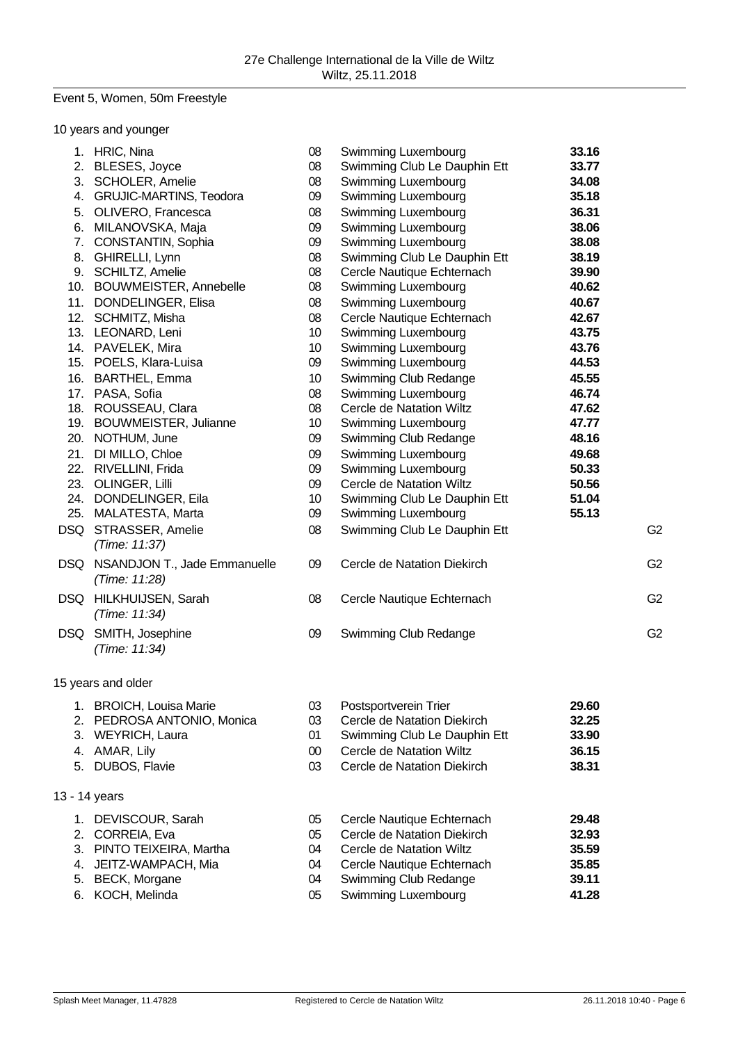## Event 5, Women, 50m Freestyle

### 10 years and younger

| Place | Name | YOB | Club | Time | |
|---|---|---|---|---|---|
| 1. | HRIC, Nina | 08 | Swimming Luxembourg | **33.16** | |
| 2. | BLESES, Joyce | 08 | Swimming Club Le Dauphin Ett | **33.77** | |
| 3. | SCHOLER, Amelie | 08 | Swimming Luxembourg | **34.08** | |
| 4. | GRUJIC-MARTINS, Teodora | 09 | Swimming Luxembourg | **35.18** | |
| 5. | OLIVERO, Francesca | 08 | Swimming Luxembourg | **36.31** | |
| 6. | MILANOVSKA, Maja | 09 | Swimming Luxembourg | **38.06** | |
| 7. | CONSTANTIN, Sophia | 09 | Swimming Luxembourg | **38.08** | |
| 8. | GHIRELLI, Lynn | 08 | Swimming Club Le Dauphin Ett | **38.19** | |
| 9. | SCHILTZ, Amelie | 08 | Cercle Nautique Echternach | **39.90** | |
| 10. | BOUWMEISTER, Annebelle | 08 | Swimming Luxembourg | **40.62** | |
| 11. | DONDELINGER, Elisa | 08 | Swimming Luxembourg | **40.67** | |
| 12. | SCHMITZ, Misha | 08 | Cercle Nautique Echternach | **42.67** | |
| 13. | LEONARD, Leni | 10 | Swimming Luxembourg | **43.75** | |
| 14. | PAVELEK, Mira | 10 | Swimming Luxembourg | **43.76** | |
| 15. | POELS, Klara-Luisa | 09 | Swimming Luxembourg | **44.53** | |
| 16. | BARTHEL, Emma | 10 | Swimming Club Redange | **45.55** | |
| 17. | PASA, Sofia | 08 | Swimming Luxembourg | **46.74** | |
| 18. | ROUSSEAU, Clara | 08 | Cercle de Natation Wiltz | **47.62** | |
| 19. | BOUWMEISTER, Julianne | 10 | Swimming Luxembourg | **47.77** | |
| 20. | NOTHUM, June | 09 | Swimming Club Redange | **48.16** | |
| 21. | DI MILLO, Chloe | 09 | Swimming Luxembourg | **49.68** | |
| 22. | RIVELLINI, Frida | 09 | Swimming Luxembourg | **50.33** | |
| 23. | OLINGER, Lilli | 09 | Cercle de Natation Wiltz | **50.56** | |
| 24. | DONDELINGER, Eila | 10 | Swimming Club Le Dauphin Ett | **51.04** | |
| 25. | MALATESTA, Marta | 09 | Swimming Luxembourg | **55.13** | |
| DSQ | STRASSER, Amelie *(Time: 11:37)* | 08 | Swimming Club Le Dauphin Ett | | G2 |
| DSQ | NSANDJON T., Jade Emmanuelle *(Time: 11:28)* | 09 | Cercle de Natation Diekirch | | G2 |
| DSQ | HILKHUIJSEN, Sarah *(Time: 11:34)* | 08 | Cercle Nautique Echternach | | G2 |
| DSQ | SMITH, Josephine *(Time: 11:34)* | 09 | Swimming Club Redange | | G2 |

### 15 years and older

| Place | Name | YOB | Club | Time |
|---|---|---|---|---|
| 1. | BROICH, Louisa Marie | 03 | Postsportverein Trier | **29.60** |
| 2. | PEDROSA ANTONIO, Monica | 03 | Cercle de Natation Diekirch | **32.25** |
| 3. | WEYRICH, Laura | 01 | Swimming Club Le Dauphin Ett | **33.90** |
| 4. | AMAR, Lily | 00 | Cercle de Natation Wiltz | **36.15** |
| 5. | DUBOS, Flavie | 03 | Cercle de Natation Diekirch | **38.31** |

### 13 - 14 years

| Place | Name | YOB | Club | Time |
|---|---|---|---|---|
| 1. | DEVISCOUR, Sarah | 05 | Cercle Nautique Echternach | **29.48** |
| 2. | CORREIA, Eva | 05 | Cercle de Natation Diekirch | **32.93** |
| 3. | PINTO TEIXEIRA, Martha | 04 | Cercle de Natation Wiltz | **35.59** |
| 4. | JEITZ-WAMPACH, Mia | 04 | Cercle Nautique Echternach | **35.85** |
| 5. | BECK, Morgane | 04 | Swimming Club Redange | **39.11** |
| 6. | KOCH, Melinda | 05 | Swimming Luxembourg | **41.28** |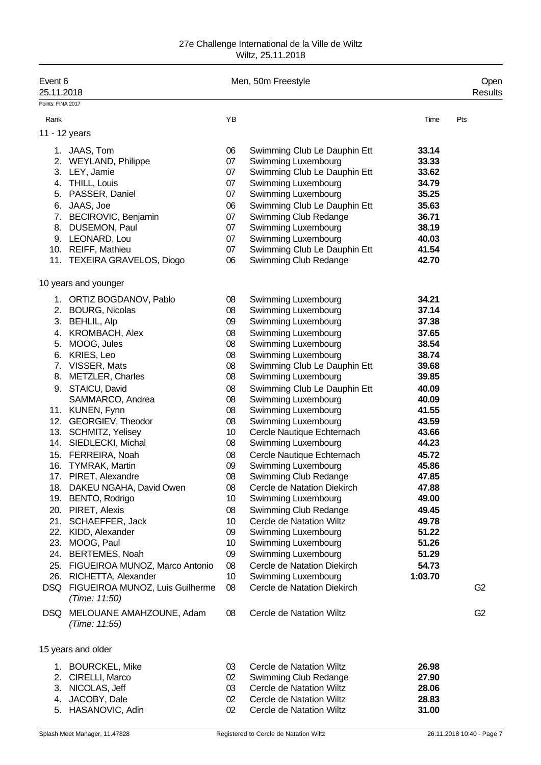27e Challenge International de la Ville de Wiltz
Wiltz, 25.11.2018

## Event 6 — Men, 50m Freestyle — Open

25.11.2018 — Results

Points: FINA 2017

### 11 - 12 years

| Rank | | YB | | Time | Pts |
|---|---|---|---|---|---|
| 1. | JAAS, Tom | 06 | Swimming Club Le Dauphin Ett | **33.14** | |
| 2. | WEYLAND, Philippe | 07 | Swimming Luxembourg | **33.33** | |
| 3. | LEY, Jamie | 07 | Swimming Club Le Dauphin Ett | **33.62** | |
| 4. | THILL, Louis | 07 | Swimming Luxembourg | **34.79** | |
| 5. | PASSER, Daniel | 07 | Swimming Luxembourg | **35.25** | |
| 6. | JAAS, Joe | 06 | Swimming Club Le Dauphin Ett | **35.63** | |
| 7. | BECIROVIC, Benjamin | 07 | Swimming Club Redange | **36.71** | |
| 8. | DUSEMON, Paul | 07 | Swimming Luxembourg | **38.19** | |
| 9. | LEONARD, Lou | 07 | Swimming Luxembourg | **40.03** | |
| 10. | REIFF, Mathieu | 07 | Swimming Club Le Dauphin Ett | **41.54** | |
| 11. | TEXEIRA GRAVELOS, Diogo | 06 | Swimming Club Redange | **42.70** | |

### 10 years and younger

| Rank | | YB | | Time | Pts |
|---|---|---|---|---|---|
| 1. | ORTIZ BOGDANOV, Pablo | 08 | Swimming Luxembourg | **34.21** | |
| 2. | BOURG, Nicolas | 08 | Swimming Luxembourg | **37.14** | |
| 3. | BEHLIL, Alp | 09 | Swimming Luxembourg | **37.38** | |
| 4. | KROMBACH, Alex | 08 | Swimming Luxembourg | **37.65** | |
| 5. | MOOG, Jules | 08 | Swimming Luxembourg | **38.54** | |
| 6. | KRIES, Leo | 08 | Swimming Luxembourg | **38.74** | |
| 7. | VISSER, Mats | 08 | Swimming Club Le Dauphin Ett | **39.68** | |
| 8. | METZLER, Charles | 08 | Swimming Luxembourg | **39.85** | |
| 9. | STAICU, David | 08 | Swimming Club Le Dauphin Ett | **40.09** | |
| | SAMMARCO, Andrea | 08 | Swimming Luxembourg | **40.09** | |
| 11. | KUNEN, Fynn | 08 | Swimming Luxembourg | **41.55** | |
| 12. | GEORGIEV, Theodor | 08 | Swimming Luxembourg | **43.59** | |
| 13. | SCHMITZ, Yelisey | 10 | Cercle Nautique Echternach | **43.66** | |
| 14. | SIEDLECKI, Michal | 08 | Swimming Luxembourg | **44.23** | |
| 15. | FERREIRA, Noah | 08 | Cercle Nautique Echternach | **45.72** | |
| 16. | TYMRAK, Martin | 09 | Swimming Luxembourg | **45.86** | |
| 17. | PIRET, Alexandre | 08 | Swimming Club Redange | **47.85** | |
| 18. | DAKEU NGAHA, David Owen | 08 | Cercle de Natation Diekirch | **47.88** | |
| 19. | BENTO, Rodrigo | 10 | Swimming Luxembourg | **49.00** | |
| 20. | PIRET, Alexis | 08 | Swimming Club Redange | **49.45** | |
| 21. | SCHAEFFER, Jack | 10 | Cercle de Natation Wiltz | **49.78** | |
| 22. | KIDD, Alexander | 09 | Swimming Luxembourg | **51.22** | |
| 23. | MOOG, Paul | 10 | Swimming Luxembourg | **51.26** | |
| 24. | BERTEMES, Noah | 09 | Swimming Luxembourg | **51.29** | |
| 25. | FIGUEIROA MUNOZ, Marco Antonio | 08 | Cercle de Natation Diekirch | **54.73** | |
| 26. | RICHETTA, Alexander | 10 | Swimming Luxembourg | **1:03.70** | |
| DSQ | FIGUEIROA MUNOZ, Luis Guilherme *(Time: 11:50)* | 08 | Cercle de Natation Diekirch | | G2 |
| DSQ | MELOUANE AMAHZOUNE, Adam *(Time: 11:55)* | 08 | Cercle de Natation Wiltz | | G2 |

### 15 years and older

| Rank | | YB | | Time | Pts |
|---|---|---|---|---|---|
| 1. | BOURCKEL, Mike | 03 | Cercle de Natation Wiltz | **26.98** | |
| 2. | CIRELLI, Marco | 02 | Swimming Club Redange | **27.90** | |
| 3. | NICOLAS, Jeff | 03 | Cercle de Natation Wiltz | **28.06** | |
| 4. | JACOBY, Dale | 02 | Cercle de Natation Wiltz | **28.83** | |
| 5. | HASANOVIC, Adin | 02 | Cercle de Natation Wiltz | **31.00** | |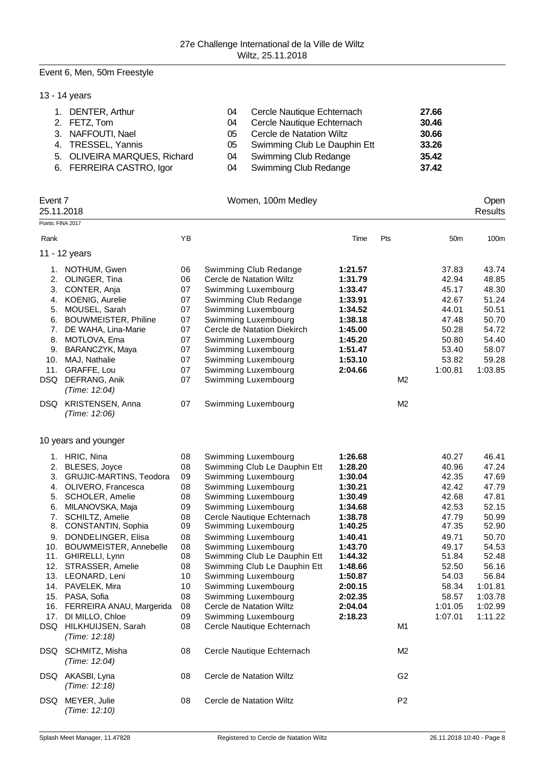## Event 6, Men, 50m Freestyle

### 13 - 14 years

| Rank | Name | YB | Club | Time |
|---|---|---|---|---|
| 1. | DENTER, Arthur | 04 | Cercle Nautique Echternach | **27.66** |
| 2. | FETZ, Tom | 04 | Cercle Nautique Echternach | **30.46** |
| 3. | NAFFOUTI, Nael | 05 | Cercle de Natation Wiltz | **30.66** |
| 4. | TRESSEL, Yannis | 05 | Swimming Club Le Dauphin Ett | **33.26** |
| 5. | OLIVEIRA MARQUES, Richard | 04 | Swimming Club Redange | **35.42** |
| 6. | FERREIRA CASTRO, Igor | 04 | Swimming Club Redange | **37.42** |

## Event 7 — Women, 100m Medley — Open

25.11.2018 — Results

Points: FINA 2017

### 11 - 12 years

| Rank | Name | YB | Club | Time | Pts | 50m | 100m |
|---|---|---|---|---|---|---|---|
| 1. | NOTHUM, Gwen | 06 | Swimming Club Redange | **1:21.57** | | 37.83 | 43.74 |
| 2. | OLINGER, Tina | 06 | Cercle de Natation Wiltz | **1:31.79** | | 42.94 | 48.85 |
| 3. | CONTER, Anja | 07 | Swimming Luxembourg | **1:33.47** | | 45.17 | 48.30 |
| 4. | KOENIG, Aurelie | 07 | Swimming Club Redange | **1:33.91** | | 42.67 | 51.24 |
| 5. | MOUSEL, Sarah | 07 | Swimming Luxembourg | **1:34.52** | | 44.01 | 50.51 |
| 6. | BOUWMEISTER, Philine | 07 | Swimming Luxembourg | **1:38.18** | | 47.48 | 50.70 |
| 7. | DE WAHA, Lina-Marie | 07 | Cercle de Natation Diekirch | **1:45.00** | | 50.28 | 54.72 |
| 8. | MOTLOVA, Ema | 07 | Swimming Luxembourg | **1:45.20** | | 50.80 | 54.40 |
| 9. | BARANCZYK, Maya | 07 | Swimming Luxembourg | **1:51.47** | | 53.40 | 58.07 |
| 10. | MAJ, Nathalie | 07 | Swimming Luxembourg | **1:53.10** | | 53.82 | 59.28 |
| 11. | GRAFFE, Lou | 07 | Swimming Luxembourg | **2:04.66** | | 1:00.81 | 1:03.85 |
| DSQ | DEFRANG, Anik *(Time: 12:04)* | 07 | Swimming Luxembourg | | M2 | | |
| DSQ | KRISTENSEN, Anna *(Time: 12:06)* | 07 | Swimming Luxembourg | | M2 | | |

### 10 years and younger

| Rank | Name | YB | Club | Time | Pts | 50m | 100m |
|---|---|---|---|---|---|---|---|
| 1. | HRIC, Nina | 08 | Swimming Luxembourg | **1:26.68** | | 40.27 | 46.41 |
| 2. | BLESES, Joyce | 08 | Swimming Club Le Dauphin Ett | **1:28.20** | | 40.96 | 47.24 |
| 3. | GRUJIC-MARTINS, Teodora | 09 | Swimming Luxembourg | **1:30.04** | | 42.35 | 47.69 |
| 4. | OLIVERO, Francesca | 08 | Swimming Luxembourg | **1:30.21** | | 42.42 | 47.79 |
| 5. | SCHOLER, Amelie | 08 | Swimming Luxembourg | **1:30.49** | | 42.68 | 47.81 |
| 6. | MILANOVSKA, Maja | 09 | Swimming Luxembourg | **1:34.68** | | 42.53 | 52.15 |
| 7. | SCHILTZ, Amelie | 08 | Cercle Nautique Echternach | **1:38.78** | | 47.79 | 50.99 |
| 8. | CONSTANTIN, Sophia | 09 | Swimming Luxembourg | **1:40.25** | | 47.35 | 52.90 |
| 9. | DONDELINGER, Elisa | 08 | Swimming Luxembourg | **1:40.41** | | 49.71 | 50.70 |
| 10. | BOUWMEISTER, Annebelle | 08 | Swimming Luxembourg | **1:43.70** | | 49.17 | 54.53 |
| 11. | GHIRELLI, Lynn | 08 | Swimming Club Le Dauphin Ett | **1:44.32** | | 51.84 | 52.48 |
| 12. | STRASSER, Amelie | 08 | Swimming Club Le Dauphin Ett | **1:48.66** | | 52.50 | 56.16 |
| 13. | LEONARD, Leni | 10 | Swimming Luxembourg | **1:50.87** | | 54.03 | 56.84 |
| 14. | PAVELEK, Mira | 10 | Swimming Luxembourg | **2:00.15** | | 58.34 | 1:01.81 |
| 15. | PASA, Sofia | 08 | Swimming Luxembourg | **2:02.35** | | 58.57 | 1:03.78 |
| 16. | FERREIRA ANAU, Margerida | 08 | Cercle de Natation Wiltz | **2:04.04** | | 1:01.05 | 1:02.99 |
| 17. | DI MILLO, Chloe | 09 | Swimming Luxembourg | **2:18.23** | | 1:07.01 | 1:11.22 |
| DSQ | HILKHUIJSEN, Sarah *(Time: 12:18)* | 08 | Cercle Nautique Echternach | | M1 | | |
| DSQ | SCHMITZ, Misha *(Time: 12:04)* | 08 | Cercle Nautique Echternach | | M2 | | |
| DSQ | AKASBI, Lyna *(Time: 12:18)* | 08 | Cercle de Natation Wiltz | | G2 | | |
| DSQ | MEYER, Julie *(Time: 12:10)* | 08 | Cercle de Natation Wiltz | | P2 | | |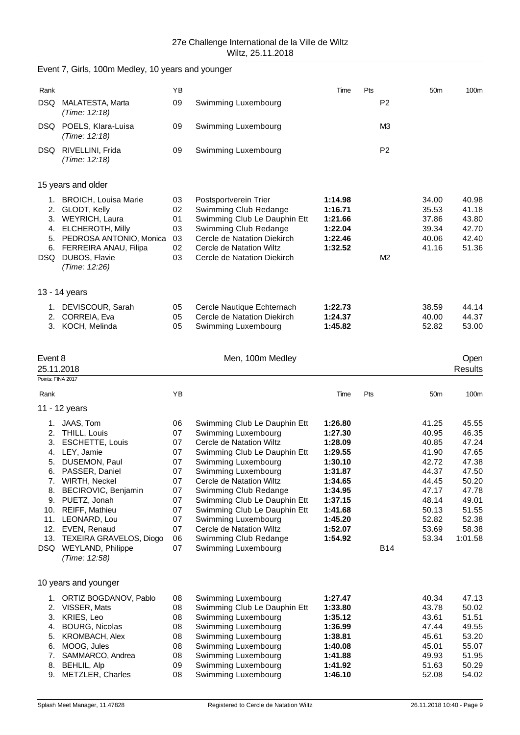Event 7, Girls, 100m Medley, 10 years and younger

| Rank | | YB | | Time | Pts | 50m | 100m |
|---|---|---|---|---|---|---|---|
| DSQ | MALATESTA, Marta *(Time: 12:18)* | 09 | Swimming Luxembourg | | P2 | | |
| DSQ | POELS, Klara-Luisa *(Time: 12:18)* | 09 | Swimming Luxembourg | | M3 | | |
| DSQ | RIVELLINI, Frida *(Time: 12:18)* | 09 | Swimming Luxembourg | | P2 | | |

15 years and older

| Rank | | YB | | Time | Pts | 50m | 100m |
|---|---|---|---|---|---|---|---|
| 1. | BROICH, Louisa Marie | 03 | Postsportverein Trier | **1:14.98** | | 34.00 | 40.98 |
| 2. | GLODT, Kelly | 02 | Swimming Club Redange | **1:16.71** | | 35.53 | 41.18 |
| 3. | WEYRICH, Laura | 01 | Swimming Club Le Dauphin Ett | **1:21.66** | | 37.86 | 43.80 |
| 4. | ELCHEROTH, Milly | 03 | Swimming Club Redange | **1:22.04** | | 39.34 | 42.70 |
| 5. | PEDROSA ANTONIO, Monica | 03 | Cercle de Natation Diekirch | **1:22.46** | | 40.06 | 42.40 |
| 6. | FERREIRA ANAU, Filipa | 02 | Cercle de Natation Wiltz | **1:32.52** | | 41.16 | 51.36 |
| DSQ | DUBOS, Flavie *(Time: 12:26)* | 03 | Cercle de Natation Diekirch | | M2 | | |

13 - 14 years

| Rank | | YB | | Time | Pts | 50m | 100m |
|---|---|---|---|---|---|---|---|
| 1. | DEVISCOUR, Sarah | 05 | Cercle Nautique Echternach | **1:22.73** | | 38.59 | 44.14 |
| 2. | CORREIA, Eva | 05 | Cercle de Natation Diekirch | **1:24.37** | | 40.00 | 44.37 |
| 3. | KOCH, Melinda | 05 | Swimming Luxembourg | **1:45.82** | | 52.82 | 53.00 |

## Event 8 — Men, 100m Medley — Open

25.11.2018 — Results

Points: FINA 2017

11 - 12 years

| Rank | | YB | | Time | Pts | 50m | 100m |
|---|---|---|---|---|---|---|---|
| 1. | JAAS, Tom | 06 | Swimming Club Le Dauphin Ett | **1:26.80** | | 41.25 | 45.55 |
| 2. | THILL, Louis | 07 | Swimming Luxembourg | **1:27.30** | | 40.95 | 46.35 |
| 3. | ESCHETTE, Louis | 07 | Cercle de Natation Wiltz | **1:28.09** | | 40.85 | 47.24 |
| 4. | LEY, Jamie | 07 | Swimming Club Le Dauphin Ett | **1:29.55** | | 41.90 | 47.65 |
| 5. | DUSEMON, Paul | 07 | Swimming Luxembourg | **1:30.10** | | 42.72 | 47.38 |
| 6. | PASSER, Daniel | 07 | Swimming Luxembourg | **1:31.87** | | 44.37 | 47.50 |
| 7. | WIRTH, Neckel | 07 | Cercle de Natation Wiltz | **1:34.65** | | 44.45 | 50.20 |
| 8. | BECIROVIC, Benjamin | 07 | Swimming Club Redange | **1:34.95** | | 47.17 | 47.78 |
| 9. | PUETZ, Jonah | 07 | Swimming Club Le Dauphin Ett | **1:37.15** | | 48.14 | 49.01 |
| 10. | REIFF, Mathieu | 07 | Swimming Club Le Dauphin Ett | **1:41.68** | | 50.13 | 51.55 |
| 11. | LEONARD, Lou | 07 | Swimming Luxembourg | **1:45.20** | | 52.82 | 52.38 |
| 12. | EVEN, Renaud | 07 | Cercle de Natation Wiltz | **1:52.07** | | 53.69 | 58.38 |
| 13. | TEXEIRA GRAVELOS, Diogo | 06 | Swimming Club Redange | **1:54.92** | | 53.34 | 1:01.58 |
| DSQ | WEYLAND, Philippe *(Time: 12:58)* | 07 | Swimming Luxembourg | | B14 | | |

10 years and younger

| Rank | | YB | | Time | Pts | 50m | 100m |
|---|---|---|---|---|---|---|---|
| 1. | ORTIZ BOGDANOV, Pablo | 08 | Swimming Luxembourg | **1:27.47** | | 40.34 | 47.13 |
| 2. | VISSER, Mats | 08 | Swimming Club Le Dauphin Ett | **1:33.80** | | 43.78 | 50.02 |
| 3. | KRIES, Leo | 08 | Swimming Luxembourg | **1:35.12** | | 43.61 | 51.51 |
| 4. | BOURG, Nicolas | 08 | Swimming Luxembourg | **1:36.99** | | 47.44 | 49.55 |
| 5. | KROMBACH, Alex | 08 | Swimming Luxembourg | **1:38.81** | | 45.61 | 53.20 |
| 6. | MOOG, Jules | 08 | Swimming Luxembourg | **1:40.08** | | 45.01 | 55.07 |
| 7. | SAMMARCO, Andrea | 08 | Swimming Luxembourg | **1:41.88** | | 49.93 | 51.95 |
| 8. | BEHLIL, Alp | 09 | Swimming Luxembourg | **1:41.92** | | 51.63 | 50.29 |
| 9. | METZLER, Charles | 08 | Swimming Luxembourg | **1:46.10** | | 52.08 | 54.02 |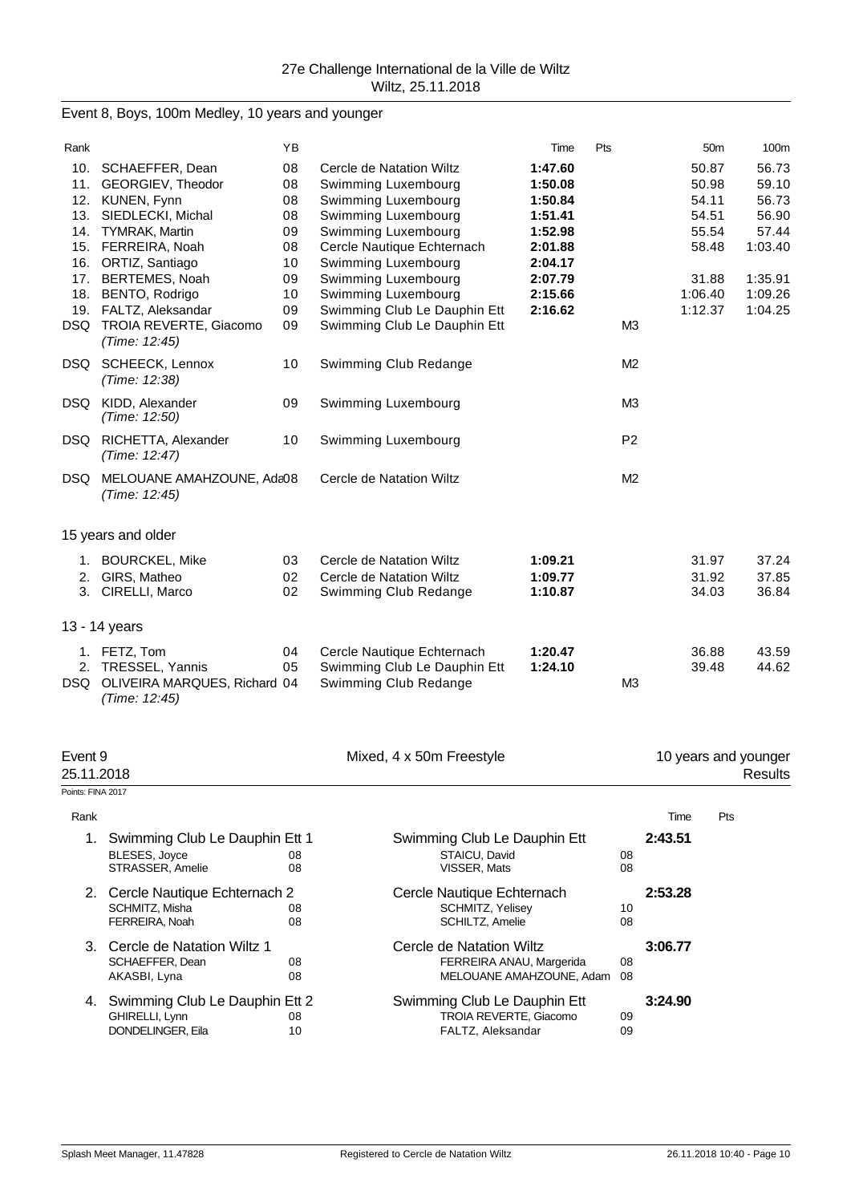## Event 8, Boys, 100m Medley, 10 years and younger

| Rank | | YB | | Time | Pts | 50m | 100m |
|---|---|---|---|---|---|---|---|
| 10. | SCHAEFFER, Dean | 08 | Cercle de Natation Wiltz | **1:47.60** | | 50.87 | 56.73 |
| 11. | GEORGIEV, Theodor | 08 | Swimming Luxembourg | **1:50.08** | | 50.98 | 59.10 |
| 12. | KUNEN, Fynn | 08 | Swimming Luxembourg | **1:50.84** | | 54.11 | 56.73 |
| 13. | SIEDLECKI, Michal | 08 | Swimming Luxembourg | **1:51.41** | | 54.51 | 56.90 |
| 14. | TYMRAK, Martin | 09 | Swimming Luxembourg | **1:52.98** | | 55.54 | 57.44 |
| 15. | FERREIRA, Noah | 08 | Cercle Nautique Echternach | **2:01.88** | | 58.48 | 1:03.40 |
| 16. | ORTIZ, Santiago | 10 | Swimming Luxembourg | **2:04.17** | | | |
| 17. | BERTEMES, Noah | 09 | Swimming Luxembourg | **2:07.79** | | 31.88 | 1:35.91 |
| 18. | BENTO, Rodrigo | 10 | Swimming Luxembourg | **2:15.66** | | 1:06.40 | 1:09.26 |
| 19. | FALTZ, Aleksandar | 09 | Swimming Club Le Dauphin Ett | **2:16.62** | | 1:12.37 | 1:04.25 |
| DSQ | TROIA REVERTE, Giacomo *(Time: 12:45)* | 09 | Swimming Club Le Dauphin Ett | | M3 | | |
| DSQ | SCHEECK, Lennox *(Time: 12:38)* | 10 | Swimming Club Redange | | M2 | | |
| DSQ | KIDD, Alexander *(Time: 12:50)* | 09 | Swimming Luxembourg | | M3 | | |
| DSQ | RICHETTA, Alexander *(Time: 12:47)* | 10 | Swimming Luxembourg | | P2 | | |
| DSQ | MELOUANE AMAHZOUNE, Ada *(Time: 12:45)* | 08 | Cercle de Natation Wiltz | | M2 | | |

### 15 years and older

| Rank | | YB | | Time | Pts | 50m | 100m |
|---|---|---|---|---|---|---|---|
| 1. | BOURCKEL, Mike | 03 | Cercle de Natation Wiltz | **1:09.21** | | 31.97 | 37.24 |
| 2. | GIRS, Matheo | 02 | Cercle de Natation Wiltz | **1:09.77** | | 31.92 | 37.85 |
| 3. | CIRELLI, Marco | 02 | Swimming Club Redange | **1:10.87** | | 34.03 | 36.84 |

### 13 - 14 years

| Rank | | YB | | Time | Pts | 50m | 100m |
|---|---|---|---|---|---|---|---|
| 1. | FETZ, Tom | 04 | Cercle Nautique Echternach | **1:20.47** | | 36.88 | 43.59 |
| 2. | TRESSEL, Yannis | 05 | Swimming Club Le Dauphin Ett | **1:24.10** | | 39.48 | 44.62 |
| DSQ | OLIVEIRA MARQUES, Richard *(Time: 12:45)* | 04 | Swimming Club Redange | | M3 | | |

## Event 9 — Mixed, 4 x 50m Freestyle — 10 years and younger

25.11.2018 — Results

Points: FINA 2017

| Rank | Team | | Club | | Time | Pts |
|---|---|---|---|---|---|---|
| 1. | Swimming Club Le Dauphin Ett 1 | | Swimming Club Le Dauphin Ett | | **2:43.51** | |
| | BLESES, Joyce | 08 | STAICU, David | 08 | | |
| | STRASSER, Amelie | 08 | VISSER, Mats | 08 | | |
| 2. | Cercle Nautique Echternach 2 | | Cercle Nautique Echternach | | **2:53.28** | |
| | SCHMITZ, Misha | 08 | SCHMITZ, Yelisey | 10 | | |
| | FERREIRA, Noah | 08 | SCHILTZ, Amelie | 08 | | |
| 3. | Cercle de Natation Wiltz 1 | | Cercle de Natation Wiltz | | **3:06.77** | |
| | SCHAEFFER, Dean | 08 | FERREIRA ANAU, Margerida | 08 | | |
| | AKASBI, Lyna | 08 | MELOUANE AMAHZOUNE, Adam | 08 | | |
| 4. | Swimming Club Le Dauphin Ett 2 | | Swimming Club Le Dauphin Ett | | **3:24.90** | |
| | GHIRELLI, Lynn | 08 | TROIA REVERTE, Giacomo | 09 | | |
| | DONDELINGER, Eila | 10 | FALTZ, Aleksandar | 09 | | |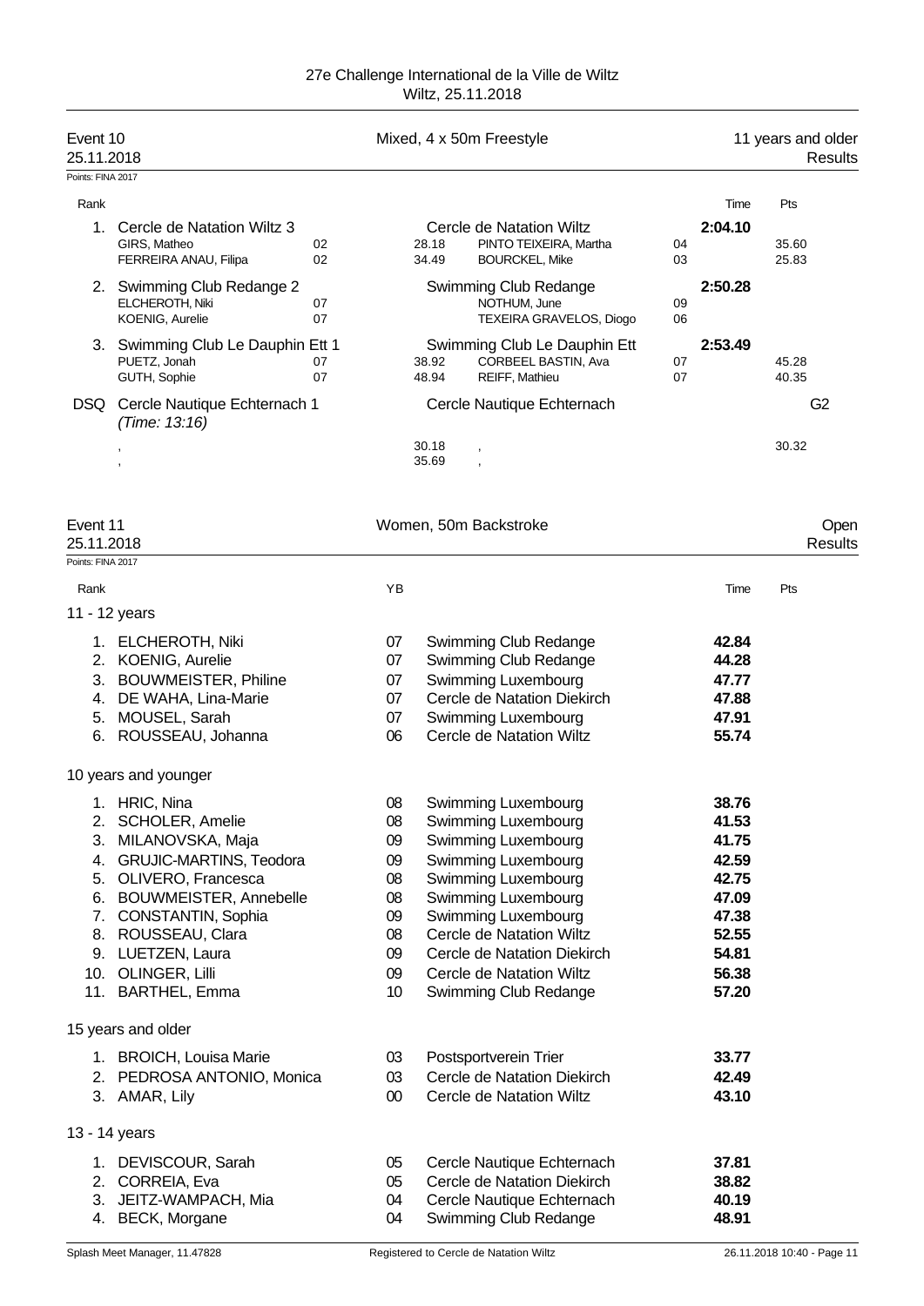27e Challenge International de la Ville de Wiltz
Wiltz, 25.11.2018

## Event 10 — Mixed, 4 x 50m Freestyle — 11 years and older

25.11.2018 — Results

Points: FINA 2017

| Rank | Team | Club | Time | Pts |
|---|---|---|---|---|
| 1. | Cercle de Natation Wiltz 3 | Cercle de Natation Wiltz | 2:04.10 | |
| | GIRS, Matheo 02 — 28.18 | PINTO TEIXEIRA, Martha 04 | | 35.60 |
| | FERREIRA ANAU, Filipa 02 — 34.49 | BOURCKEL, Mike 03 | | 25.83 |
| 2. | Swimming Club Redange 2 | Swimming Club Redange | 2:50.28 | |
| | ELCHEROTH, Niki 07 | NOTHUM, June 09 | | |
| | KOENIG, Aurelie 07 | TEXEIRA GRAVELOS, Diogo 06 | | |
| 3. | Swimming Club Le Dauphin Ett 1 | Swimming Club Le Dauphin Ett | 2:53.49 | |
| | PUETZ, Jonah 07 — 38.92 | CORBEEL BASTIN, Ava 07 | | 45.28 |
| | GUTH, Sophie 07 — 48.94 | REIFF, Mathieu 07 | | 40.35 |
| DSQ | Cercle Nautique Echternach 1 *(Time: 13:16)* | Cercle Nautique Echternach | G2 | |
| | , — 30.18 | , | | 30.32 |
| | , — 35.69 | , | | |

## Event 11 — Women, 50m Backstroke — Open

25.11.2018 — Results

Points: FINA 2017

| Rank | Name | YB | Club | Time | Pts |
|---|---|---|---|---|---|
| **11 - 12 years** | | | | | |
| 1. | ELCHEROTH, Niki | 07 | Swimming Club Redange | 42.84 | |
| 2. | KOENIG, Aurelie | 07 | Swimming Club Redange | 44.28 | |
| 3. | BOUWMEISTER, Philine | 07 | Swimming Luxembourg | 47.77 | |
| 4. | DE WAHA, Lina-Marie | 07 | Cercle de Natation Diekirch | 47.88 | |
| 5. | MOUSEL, Sarah | 07 | Swimming Luxembourg | 47.91 | |
| 6. | ROUSSEAU, Johanna | 06 | Cercle de Natation Wiltz | 55.74 | |
| **10 years and younger** | | | | | |
| 1. | HRIC, Nina | 08 | Swimming Luxembourg | 38.76 | |
| 2. | SCHOLER, Amelie | 08 | Swimming Luxembourg | 41.53 | |
| 3. | MILANOVSKA, Maja | 09 | Swimming Luxembourg | 41.75 | |
| 4. | GRUJIC-MARTINS, Teodora | 09 | Swimming Luxembourg | 42.59 | |
| 5. | OLIVERO, Francesca | 08 | Swimming Luxembourg | 42.75 | |
| 6. | BOUWMEISTER, Annebelle | 08 | Swimming Luxembourg | 47.09 | |
| 7. | CONSTANTIN, Sophia | 09 | Swimming Luxembourg | 47.38 | |
| 8. | ROUSSEAU, Clara | 08 | Cercle de Natation Wiltz | 52.55 | |
| 9. | LUETZEN, Laura | 09 | Cercle de Natation Diekirch | 54.81 | |
| 10. | OLINGER, Lilli | 09 | Cercle de Natation Wiltz | 56.38 | |
| 11. | BARTHEL, Emma | 10 | Swimming Club Redange | 57.20 | |
| **15 years and older** | | | | | |
| 1. | BROICH, Louisa Marie | 03 | Postsportverein Trier | 33.77 | |
| 2. | PEDROSA ANTONIO, Monica | 03 | Cercle de Natation Diekirch | 42.49 | |
| 3. | AMAR, Lily | 00 | Cercle de Natation Wiltz | 43.10 | |
| **13 - 14 years** | | | | | |
| 1. | DEVISCOUR, Sarah | 05 | Cercle Nautique Echternach | 37.81 | |
| 2. | CORREIA, Eva | 05 | Cercle de Natation Diekirch | 38.82 | |
| 3. | JEITZ-WAMPACH, Mia | 04 | Cercle Nautique Echternach | 40.19 | |
| 4. | BECK, Morgane | 04 | Swimming Club Redange | 48.91 | |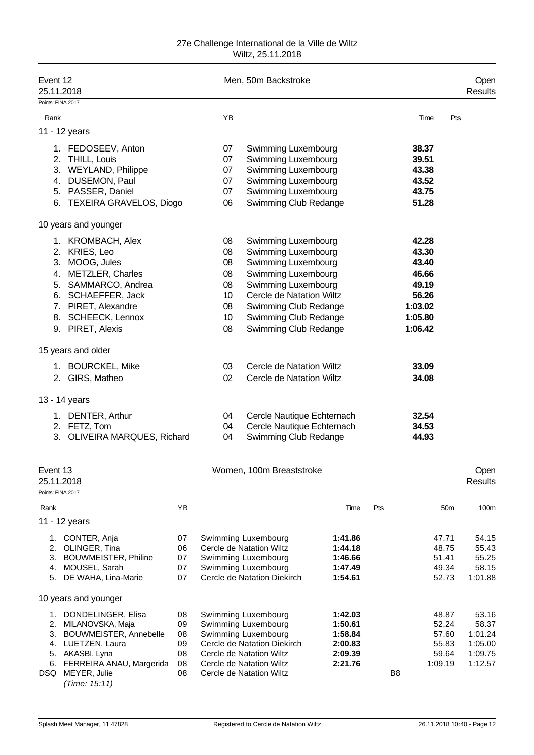27e Challenge International de la Ville de Wiltz
Wiltz, 25.11.2018

## Event 12 — Men, 50m Backstroke — Open

25.11.2018 — Results

Points: FINA 2017

| Rank | | YB | | Time | Pts |
|---|---|---|---|---|---|
| **11 - 12 years** | | | | | |
| 1. | FEDOSEEV, Anton | 07 | Swimming Luxembourg | **38.37** | |
| 2. | THILL, Louis | 07 | Swimming Luxembourg | **39.51** | |
| 3. | WEYLAND, Philippe | 07 | Swimming Luxembourg | **43.38** | |
| 4. | DUSEMON, Paul | 07 | Swimming Luxembourg | **43.52** | |
| 5. | PASSER, Daniel | 07 | Swimming Luxembourg | **43.75** | |
| 6. | TEXEIRA GRAVELOS, Diogo | 06 | Swimming Club Redange | **51.28** | |
| **10 years and younger** | | | | | |
| 1. | KROMBACH, Alex | 08 | Swimming Luxembourg | **42.28** | |
| 2. | KRIES, Leo | 08 | Swimming Luxembourg | **43.30** | |
| 3. | MOOG, Jules | 08 | Swimming Luxembourg | **43.40** | |
| 4. | METZLER, Charles | 08 | Swimming Luxembourg | **46.66** | |
| 5. | SAMMARCO, Andrea | 08 | Swimming Luxembourg | **49.19** | |
| 6. | SCHAEFFER, Jack | 10 | Cercle de Natation Wiltz | **56.26** | |
| 7. | PIRET, Alexandre | 08 | Swimming Club Redange | **1:03.02** | |
| 8. | SCHEECK, Lennox | 10 | Swimming Club Redange | **1:05.80** | |
| 9. | PIRET, Alexis | 08 | Swimming Club Redange | **1:06.42** | |
| **15 years and older** | | | | | |
| 1. | BOURCKEL, Mike | 03 | Cercle de Natation Wiltz | **33.09** | |
| 2. | GIRS, Matheo | 02 | Cercle de Natation Wiltz | **34.08** | |
| **13 - 14 years** | | | | | |
| 1. | DENTER, Arthur | 04 | Cercle Nautique Echternach | **32.54** | |
| 2. | FETZ, Tom | 04 | Cercle Nautique Echternach | **34.53** | |
| 3. | OLIVEIRA MARQUES, Richard | 04 | Swimming Club Redange | **44.93** | |

## Event 13 — Women, 100m Breaststroke — Open

25.11.2018 — Results

Points: FINA 2017

| Rank | | YB | | Time | Pts | 50m | 100m |
|---|---|---|---|---|---|---|---|
| **11 - 12 years** | | | | | | | |
| 1. | CONTER, Anja | 07 | Swimming Luxembourg | **1:41.86** | | 47.71 | 54.15 |
| 2. | OLINGER, Tina | 06 | Cercle de Natation Wiltz | **1:44.18** | | 48.75 | 55.43 |
| 3. | BOUWMEISTER, Philine | 07 | Swimming Luxembourg | **1:46.66** | | 51.41 | 55.25 |
| 4. | MOUSEL, Sarah | 07 | Swimming Luxembourg | **1:47.49** | | 49.34 | 58.15 |
| 5. | DE WAHA, Lina-Marie | 07 | Cercle de Natation Diekirch | **1:54.61** | | 52.73 | 1:01.88 |
| **10 years and younger** | | | | | | | |
| 1. | DONDELINGER, Elisa | 08 | Swimming Luxembourg | **1:42.03** | | 48.87 | 53.16 |
| 2. | MILANOVSKA, Maja | 09 | Swimming Luxembourg | **1:50.61** | | 52.24 | 58.37 |
| 3. | BOUWMEISTER, Annebelle | 08 | Swimming Luxembourg | **1:58.84** | | 57.60 | 1:01.24 |
| 4. | LUETZEN, Laura | 09 | Cercle de Natation Diekirch | **2:00.83** | | 55.83 | 1:05.00 |
| 5. | AKASBI, Lyna | 08 | Cercle de Natation Wiltz | **2:09.39** | | 59.64 | 1:09.75 |
| 6. | FERREIRA ANAU, Margerida | 08 | Cercle de Natation Wiltz | **2:21.76** | | 1:09.19 | 1:12.57 |
| DSQ | MEYER, Julie *(Time: 15:11)* | 08 | Cercle de Natation Wiltz | | B8 | | |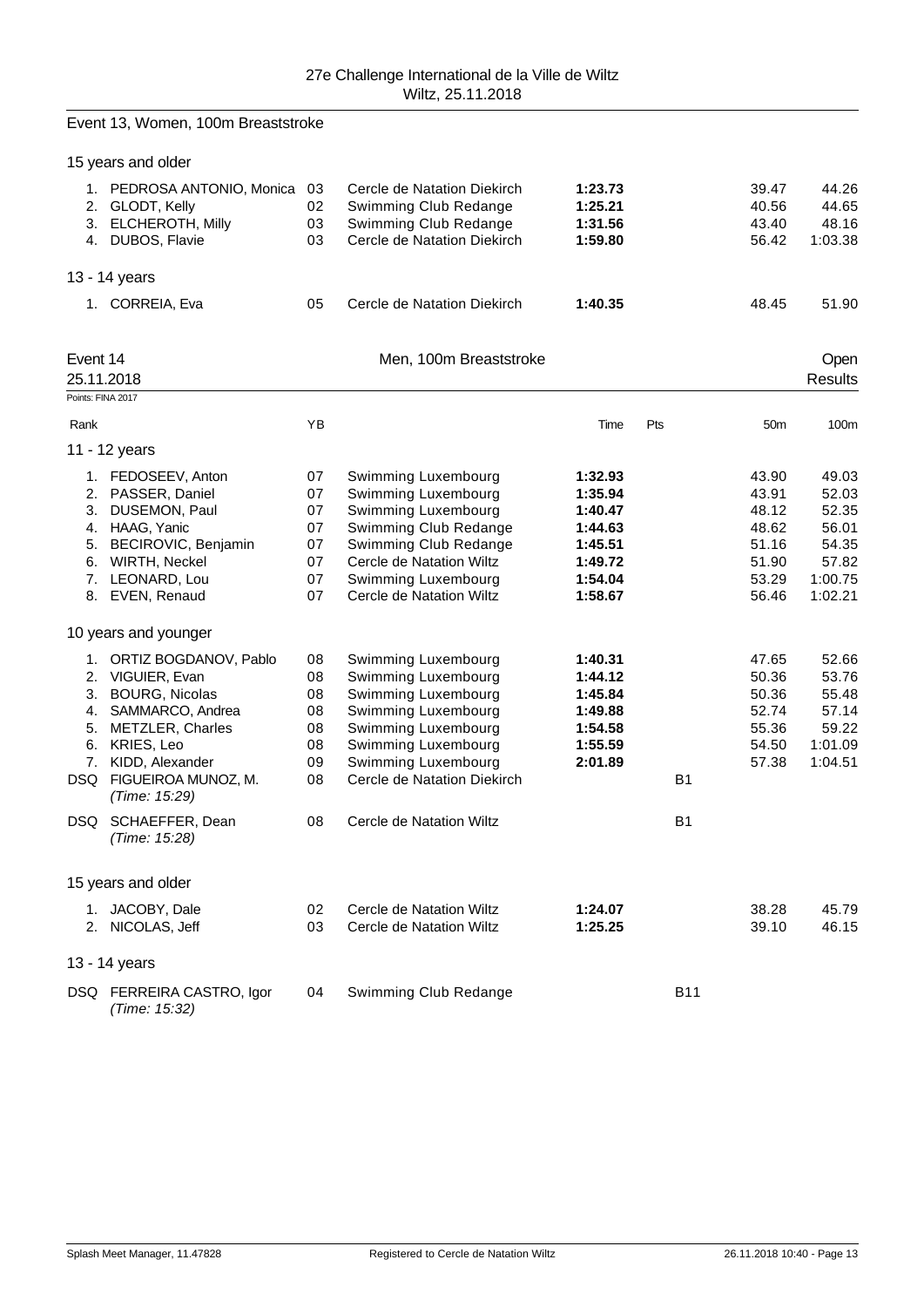27e Challenge International de la Ville de Wiltz
Wiltz, 25.11.2018

## Event 13, Women, 100m Breaststroke

### 15 years and older

| Rank | Name | YB | Club | Time | Pts | 50m | 100m |
|---|---|---|---|---|---|---|---|
| 1. | PEDROSA ANTONIO, Monica | 03 | Cercle de Natation Diekirch | **1:23.73** | | 39.47 | 44.26 |
| 2. | GLODT, Kelly | 02 | Swimming Club Redange | **1:25.21** | | 40.56 | 44.65 |
| 3. | ELCHEROTH, Milly | 03 | Swimming Club Redange | **1:31.56** | | 43.40 | 48.16 |
| 4. | DUBOS, Flavie | 03 | Cercle de Natation Diekirch | **1:59.80** | | 56.42 | 1:03.38 |

### 13 - 14 years

| Rank | Name | YB | Club | Time | Pts | 50m | 100m |
|---|---|---|---|---|---|---|---|
| 1. | CORREIA, Eva | 05 | Cercle de Natation Diekirch | **1:40.35** | | 48.45 | 51.90 |

## Event 14 — Men, 100m Breaststroke — Open Results

25.11.2018

Points: FINA 2017

### 11 - 12 years

| Rank | Name | YB | Club | Time | Pts | 50m | 100m |
|---|---|---|---|---|---|---|---|
| 1. | FEDOSEEV, Anton | 07 | Swimming Luxembourg | **1:32.93** | | 43.90 | 49.03 |
| 2. | PASSER, Daniel | 07 | Swimming Luxembourg | **1:35.94** | | 43.91 | 52.03 |
| 3. | DUSEMON, Paul | 07 | Swimming Luxembourg | **1:40.47** | | 48.12 | 52.35 |
| 4. | HAAG, Yanic | 07 | Swimming Club Redange | **1:44.63** | | 48.62 | 56.01 |
| 5. | BECIROVIC, Benjamin | 07 | Swimming Club Redange | **1:45.51** | | 51.16 | 54.35 |
| 6. | WIRTH, Neckel | 07 | Cercle de Natation Wiltz | **1:49.72** | | 51.90 | 57.82 |
| 7. | LEONARD, Lou | 07 | Swimming Luxembourg | **1:54.04** | | 53.29 | 1:00.75 |
| 8. | EVEN, Renaud | 07 | Cercle de Natation Wiltz | **1:58.67** | | 56.46 | 1:02.21 |

### 10 years and younger

| Rank | Name | YB | Club | Time | Pts | 50m | 100m |
|---|---|---|---|---|---|---|---|
| 1. | ORTIZ BOGDANOV, Pablo | 08 | Swimming Luxembourg | **1:40.31** | | 47.65 | 52.66 |
| 2. | VIGUIER, Evan | 08 | Swimming Luxembourg | **1:44.12** | | 50.36 | 53.76 |
| 3. | BOURG, Nicolas | 08 | Swimming Luxembourg | **1:45.84** | | 50.36 | 55.48 |
| 4. | SAMMARCO, Andrea | 08 | Swimming Luxembourg | **1:49.88** | | 52.74 | 57.14 |
| 5. | METZLER, Charles | 08 | Swimming Luxembourg | **1:54.58** | | 55.36 | 59.22 |
| 6. | KRIES, Leo | 08 | Swimming Luxembourg | **1:55.59** | | 54.50 | 1:01.09 |
| 7. | KIDD, Alexander | 09 | Swimming Luxembourg | **2:01.89** | | 57.38 | 1:04.51 |
| DSQ | FIGUEIROA MUNOZ, M. *(Time: 15:29)* | 08 | Cercle de Natation Diekirch | | B1 | | |
| DSQ | SCHAEFFER, Dean *(Time: 15:28)* | 08 | Cercle de Natation Wiltz | | B1 | | |

### 15 years and older

| Rank | Name | YB | Club | Time | Pts | 50m | 100m |
|---|---|---|---|---|---|---|---|
| 1. | JACOBY, Dale | 02 | Cercle de Natation Wiltz | **1:24.07** | | 38.28 | 45.79 |
| 2. | NICOLAS, Jeff | 03 | Cercle de Natation Wiltz | **1:25.25** | | 39.10 | 46.15 |

### 13 - 14 years

| Rank | Name | YB | Club | Time | Pts | 50m | 100m |
|---|---|---|---|---|---|---|---|
| DSQ | FERREIRA CASTRO, Igor *(Time: 15:32)* | 04 | Swimming Club Redange | | B11 | | |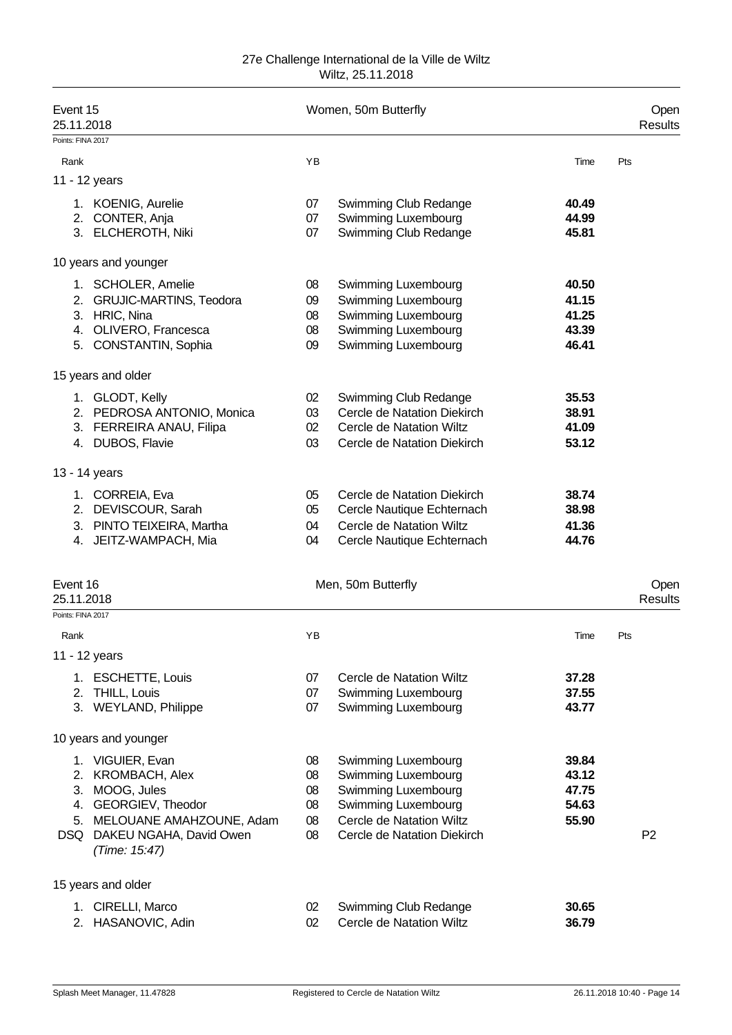# Event 15 — Women, 50m Butterfly

25.11.2018 — Open Results

Points: FINA 2017

### 11 - 12 years

| Rank | Name | YB | Club | Time | Pts |
|---|---|---|---|---|---|
| 1. | KOENIG, Aurelie | 07 | Swimming Club Redange | **40.49** | |
| 2. | CONTER, Anja | 07 | Swimming Luxembourg | **44.99** | |
| 3. | ELCHEROTH, Niki | 07 | Swimming Club Redange | **45.81** | |

### 10 years and younger

| Rank | Name | YB | Club | Time | Pts |
|---|---|---|---|---|---|
| 1. | SCHOLER, Amelie | 08 | Swimming Luxembourg | **40.50** | |
| 2. | GRUJIC-MARTINS, Teodora | 09 | Swimming Luxembourg | **41.15** | |
| 3. | HRIC, Nina | 08 | Swimming Luxembourg | **41.25** | |
| 4. | OLIVERO, Francesca | 08 | Swimming Luxembourg | **43.39** | |
| 5. | CONSTANTIN, Sophia | 09 | Swimming Luxembourg | **46.41** | |

### 15 years and older

| Rank | Name | YB | Club | Time | Pts |
|---|---|---|---|---|---|
| 1. | GLODT, Kelly | 02 | Swimming Club Redange | **35.53** | |
| 2. | PEDROSA ANTONIO, Monica | 03 | Cercle de Natation Diekirch | **38.91** | |
| 3. | FERREIRA ANAU, Filipa | 02 | Cercle de Natation Wiltz | **41.09** | |
| 4. | DUBOS, Flavie | 03 | Cercle de Natation Diekirch | **53.12** | |

### 13 - 14 years

| Rank | Name | YB | Club | Time | Pts |
|---|---|---|---|---|---|
| 1. | CORREIA, Eva | 05 | Cercle de Natation Diekirch | **38.74** | |
| 2. | DEVISCOUR, Sarah | 05 | Cercle Nautique Echternach | **38.98** | |
| 3. | PINTO TEIXEIRA, Martha | 04 | Cercle de Natation Wiltz | **41.36** | |
| 4. | JEITZ-WAMPACH, Mia | 04 | Cercle Nautique Echternach | **44.76** | |

# Event 16 — Men, 50m Butterfly

25.11.2018 — Open Results

Points: FINA 2017

### 11 - 12 years

| Rank | Name | YB | Club | Time | Pts |
|---|---|---|---|---|---|
| 1. | ESCHETTE, Louis | 07 | Cercle de Natation Wiltz | **37.28** | |
| 2. | THILL, Louis | 07 | Swimming Luxembourg | **37.55** | |
| 3. | WEYLAND, Philippe | 07 | Swimming Luxembourg | **43.77** | |

### 10 years and younger

| Rank | Name | YB | Club | Time | Pts |
|---|---|---|---|---|---|
| 1. | VIGUIER, Evan | 08 | Swimming Luxembourg | **39.84** | |
| 2. | KROMBACH, Alex | 08 | Swimming Luxembourg | **43.12** | |
| 3. | MOOG, Jules | 08 | Swimming Luxembourg | **47.75** | |
| 4. | GEORGIEV, Theodor | 08 | Swimming Luxembourg | **54.63** | |
| 5. | MELOUANE AMAHZOUNE, Adam | 08 | Cercle de Natation Wiltz | **55.90** | |
| DSQ | DAKEU NGAHA, David Owen *(Time: 15:47)* | 08 | Cercle de Natation Diekirch | | P2 |

### 15 years and older

| Rank | Name | YB | Club | Time | Pts |
|---|---|---|---|---|---|
| 1. | CIRELLI, Marco | 02 | Swimming Club Redange | **30.65** | |
| 2. | HASANOVIC, Adin | 02 | Cercle de Natation Wiltz | **36.79** | |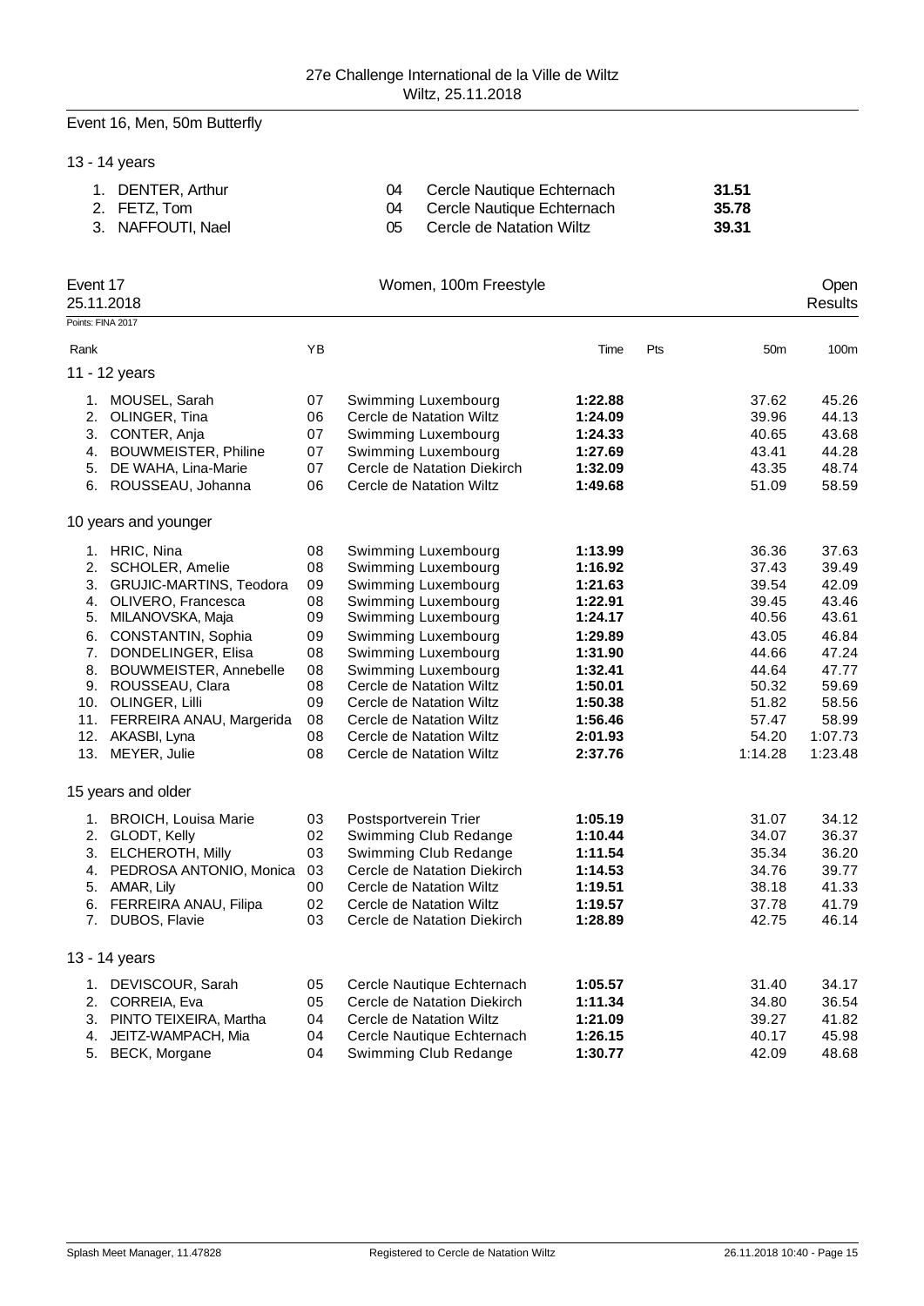27e Challenge International de la Ville de Wiltz
Wiltz, 25.11.2018

## Event 16, Men, 50m Butterfly

### 13 - 14 years

| Rank | Name | YB | Club | Time |
|---|---|---|---|---|
| 1. | DENTER, Arthur | 04 | Cercle Nautique Echternach | **31.51** |
| 2. | FETZ, Tom | 04 | Cercle Nautique Echternach | **35.78** |
| 3. | NAFFOUTI, Nael | 05 | Cercle de Natation Wiltz | **39.31** |

## Event 17 — Women, 100m Freestyle — Open Results

25.11.2018

Points: FINA 2017

### 11 - 12 years

| Rank | Name | YB | Club | Time | Pts | 50m | 100m |
|---|---|---|---|---|---|---|---|
| 1. | MOUSEL, Sarah | 07 | Swimming Luxembourg | **1:22.88** | | 37.62 | 45.26 |
| 2. | OLINGER, Tina | 06 | Cercle de Natation Wiltz | **1:24.09** | | 39.96 | 44.13 |
| 3. | CONTER, Anja | 07 | Swimming Luxembourg | **1:24.33** | | 40.65 | 43.68 |
| 4. | BOUWMEISTER, Philine | 07 | Swimming Luxembourg | **1:27.69** | | 43.41 | 44.28 |
| 5. | DE WAHA, Lina-Marie | 07 | Cercle de Natation Diekirch | **1:32.09** | | 43.35 | 48.74 |
| 6. | ROUSSEAU, Johanna | 06 | Cercle de Natation Wiltz | **1:49.68** | | 51.09 | 58.59 |

### 10 years and younger

| Rank | Name | YB | Club | Time | Pts | 50m | 100m |
|---|---|---|---|---|---|---|---|
| 1. | HRIC, Nina | 08 | Swimming Luxembourg | **1:13.99** | | 36.36 | 37.63 |
| 2. | SCHOLER, Amelie | 08 | Swimming Luxembourg | **1:16.92** | | 37.43 | 39.49 |
| 3. | GRUJIC-MARTINS, Teodora | 09 | Swimming Luxembourg | **1:21.63** | | 39.54 | 42.09 |
| 4. | OLIVERO, Francesca | 08 | Swimming Luxembourg | **1:22.91** | | 39.45 | 43.46 |
| 5. | MILANOVSKA, Maja | 09 | Swimming Luxembourg | **1:24.17** | | 40.56 | 43.61 |
| 6. | CONSTANTIN, Sophia | 09 | Swimming Luxembourg | **1:29.89** | | 43.05 | 46.84 |
| 7. | DONDELINGER, Elisa | 08 | Swimming Luxembourg | **1:31.90** | | 44.66 | 47.24 |
| 8. | BOUWMEISTER, Annebelle | 08 | Swimming Luxembourg | **1:32.41** | | 44.64 | 47.77 |
| 9. | ROUSSEAU, Clara | 08 | Cercle de Natation Wiltz | **1:50.01** | | 50.32 | 59.69 |
| 10. | OLINGER, Lilli | 09 | Cercle de Natation Wiltz | **1:50.38** | | 51.82 | 58.56 |
| 11. | FERREIRA ANAU, Margerida | 08 | Cercle de Natation Wiltz | **1:56.46** | | 57.47 | 58.99 |
| 12. | AKASBI, Lyna | 08 | Cercle de Natation Wiltz | **2:01.93** | | 54.20 | 1:07.73 |
| 13. | MEYER, Julie | 08 | Cercle de Natation Wiltz | **2:37.76** | | 1:14.28 | 1:23.48 |

### 15 years and older

| Rank | Name | YB | Club | Time | Pts | 50m | 100m |
|---|---|---|---|---|---|---|---|
| 1. | BROICH, Louisa Marie | 03 | Postsportverein Trier | **1:05.19** | | 31.07 | 34.12 |
| 2. | GLODT, Kelly | 02 | Swimming Club Redange | **1:10.44** | | 34.07 | 36.37 |
| 3. | ELCHEROTH, Milly | 03 | Swimming Club Redange | **1:11.54** | | 35.34 | 36.20 |
| 4. | PEDROSA ANTONIO, Monica | 03 | Cercle de Natation Diekirch | **1:14.53** | | 34.76 | 39.77 |
| 5. | AMAR, Lily | 00 | Cercle de Natation Wiltz | **1:19.51** | | 38.18 | 41.33 |
| 6. | FERREIRA ANAU, Filipa | 02 | Cercle de Natation Wiltz | **1:19.57** | | 37.78 | 41.79 |
| 7. | DUBOS, Flavie | 03 | Cercle de Natation Diekirch | **1:28.89** | | 42.75 | 46.14 |

### 13 - 14 years

| Rank | Name | YB | Club | Time | Pts | 50m | 100m |
|---|---|---|---|---|---|---|---|
| 1. | DEVISCOUR, Sarah | 05 | Cercle Nautique Echternach | **1:05.57** | | 31.40 | 34.17 |
| 2. | CORREIA, Eva | 05 | Cercle de Natation Diekirch | **1:11.34** | | 34.80 | 36.54 |
| 3. | PINTO TEIXEIRA, Martha | 04 | Cercle de Natation Wiltz | **1:21.09** | | 39.27 | 41.82 |
| 4. | JEITZ-WAMPACH, Mia | 04 | Cercle Nautique Echternach | **1:26.15** | | 40.17 | 45.98 |
| 5. | BECK, Morgane | 04 | Swimming Club Redange | **1:30.77** | | 42.09 | 48.68 |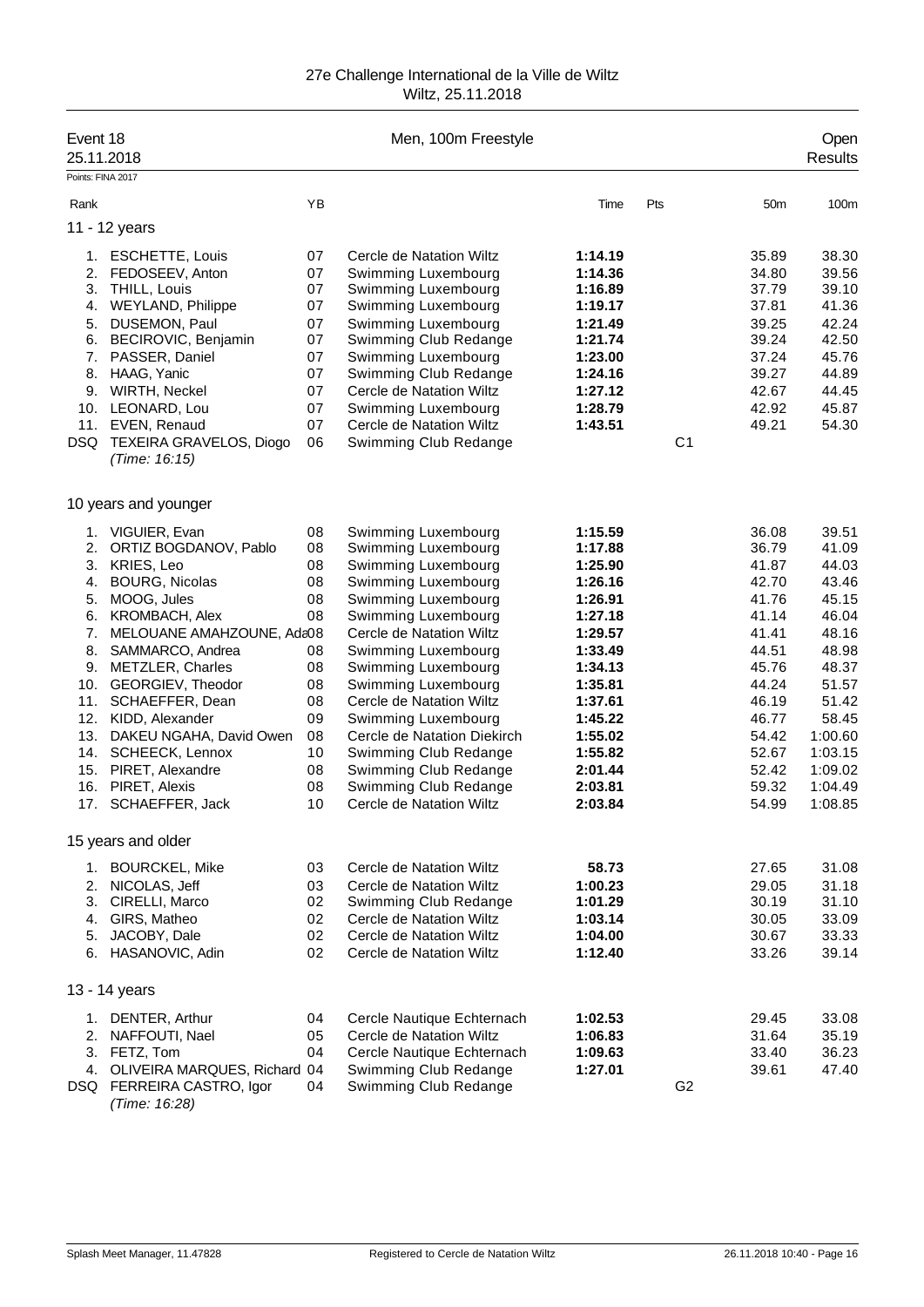27e Challenge International de la Ville de Wiltz
Wiltz, 25.11.2018

## Event 18 — Men, 100m Freestyle — Open Results

25.11.2018

Points: FINA 2017

| Rank | | YB | | Time | Pts | 50m | 100m |
|---|---|---|---|---|---|---|---|
| **11 - 12 years** | | | | | | | |
| 1. | ESCHETTE, Louis | 07 | Cercle de Natation Wiltz | **1:14.19** | | 35.89 | 38.30 |
| 2. | FEDOSEEV, Anton | 07 | Swimming Luxembourg | **1:14.36** | | 34.80 | 39.56 |
| 3. | THILL, Louis | 07 | Swimming Luxembourg | **1:16.89** | | 37.79 | 39.10 |
| 4. | WEYLAND, Philippe | 07 | Swimming Luxembourg | **1:19.17** | | 37.81 | 41.36 |
| 5. | DUSEMON, Paul | 07 | Swimming Luxembourg | **1:21.49** | | 39.25 | 42.24 |
| 6. | BECIROVIC, Benjamin | 07 | Swimming Club Redange | **1:21.74** | | 39.24 | 42.50 |
| 7. | PASSER, Daniel | 07 | Swimming Luxembourg | **1:23.00** | | 37.24 | 45.76 |
| 8. | HAAG, Yanic | 07 | Swimming Club Redange | **1:24.16** | | 39.27 | 44.89 |
| 9. | WIRTH, Neckel | 07 | Cercle de Natation Wiltz | **1:27.12** | | 42.67 | 44.45 |
| 10. | LEONARD, Lou | 07 | Swimming Luxembourg | **1:28.79** | | 42.92 | 45.87 |
| 11. | EVEN, Renaud | 07 | Cercle de Natation Wiltz | **1:43.51** | | 49.21 | 54.30 |
| DSQ | TEXEIRA GRAVELOS, Diogo *(Time: 16:15)* | 06 | Swimming Club Redange | | C1 | | |
| **10 years and younger** | | | | | | | |
| 1. | VIGUIER, Evan | 08 | Swimming Luxembourg | **1:15.59** | | 36.08 | 39.51 |
| 2. | ORTIZ BOGDANOV, Pablo | 08 | Swimming Luxembourg | **1:17.88** | | 36.79 | 41.09 |
| 3. | KRIES, Leo | 08 | Swimming Luxembourg | **1:25.90** | | 41.87 | 44.03 |
| 4. | BOURG, Nicolas | 08 | Swimming Luxembourg | **1:26.16** | | 42.70 | 43.46 |
| 5. | MOOG, Jules | 08 | Swimming Luxembourg | **1:26.91** | | 41.76 | 45.15 |
| 6. | KROMBACH, Alex | 08 | Swimming Luxembourg | **1:27.18** | | 41.14 | 46.04 |
| 7. | MELOUANE AMAHZOUNE, Ada | 08 | Cercle de Natation Wiltz | **1:29.57** | | 41.41 | 48.16 |
| 8. | SAMMARCO, Andrea | 08 | Swimming Luxembourg | **1:33.49** | | 44.51 | 48.98 |
| 9. | METZLER, Charles | 08 | Swimming Luxembourg | **1:34.13** | | 45.76 | 48.37 |
| 10. | GEORGIEV, Theodor | 08 | Swimming Luxembourg | **1:35.81** | | 44.24 | 51.57 |
| 11. | SCHAEFFER, Dean | 08 | Cercle de Natation Wiltz | **1:37.61** | | 46.19 | 51.42 |
| 12. | KIDD, Alexander | 09 | Swimming Luxembourg | **1:45.22** | | 46.77 | 58.45 |
| 13. | DAKEU NGAHA, David Owen | 08 | Cercle de Natation Diekirch | **1:55.02** | | 54.42 | 1:00.60 |
| 14. | SCHEECK, Lennox | 10 | Swimming Club Redange | **1:55.82** | | 52.67 | 1:03.15 |
| 15. | PIRET, Alexandre | 08 | Swimming Club Redange | **2:01.44** | | 52.42 | 1:09.02 |
| 16. | PIRET, Alexis | 08 | Swimming Club Redange | **2:03.81** | | 59.32 | 1:04.49 |
| 17. | SCHAEFFER, Jack | 10 | Cercle de Natation Wiltz | **2:03.84** | | 54.99 | 1:08.85 |
| **15 years and older** | | | | | | | |
| 1. | BOURCKEL, Mike | 03 | Cercle de Natation Wiltz | **58.73** | | 27.65 | 31.08 |
| 2. | NICOLAS, Jeff | 03 | Cercle de Natation Wiltz | **1:00.23** | | 29.05 | 31.18 |
| 3. | CIRELLI, Marco | 02 | Swimming Club Redange | **1:01.29** | | 30.19 | 31.10 |
| 4. | GIRS, Matheo | 02 | Cercle de Natation Wiltz | **1:03.14** | | 30.05 | 33.09 |
| 5. | JACOBY, Dale | 02 | Cercle de Natation Wiltz | **1:04.00** | | 30.67 | 33.33 |
| 6. | HASANOVIC, Adin | 02 | Cercle de Natation Wiltz | **1:12.40** | | 33.26 | 39.14 |
| **13 - 14 years** | | | | | | | |
| 1. | DENTER, Arthur | 04 | Cercle Nautique Echternach | **1:02.53** | | 29.45 | 33.08 |
| 2. | NAFFOUTI, Nael | 05 | Cercle de Natation Wiltz | **1:06.83** | | 31.64 | 35.19 |
| 3. | FETZ, Tom | 04 | Cercle Nautique Echternach | **1:09.63** | | 33.40 | 36.23 |
| 4. | OLIVEIRA MARQUES, Richard | 04 | Swimming Club Redange | **1:27.01** | | 39.61 | 47.40 |
| DSQ | FERREIRA CASTRO, Igor *(Time: 16:28)* | 04 | Swimming Club Redange | | G2 | | |

Splash Meet Manager, 11.47828 — Registered to Cercle de Natation Wiltz — 26.11.2018 10:40